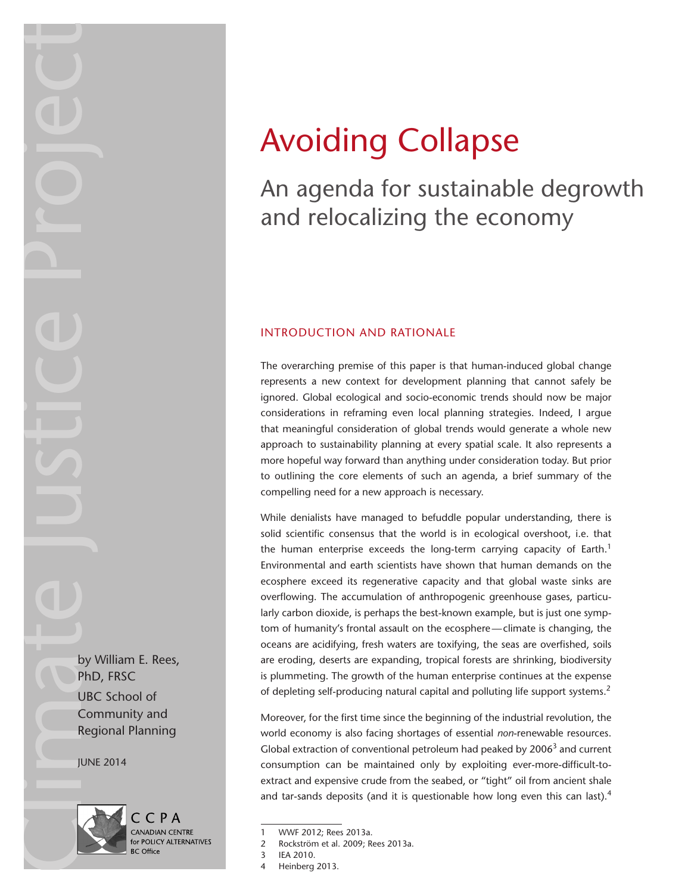Climate Justice Project

# Avoiding Collapse

## An agenda for sustainable degrowth and relocalizing the economy

by William E. Rees, PhD, FRSC

UBC School of Community and Regional Planning

JUNE 2014

CCPA
CANADIAN CENTRE for POLICY ALTERNATIVES
BC Office

### INTRODUCTION AND RATIONALE

The overarching premise of this paper is that human-induced global change represents a new context for development planning that cannot safely be ignored. Global ecological and socio-economic trends should now be major considerations in reframing even local planning strategies. Indeed, I argue that meaningful consideration of global trends would generate a whole new approach to sustainability planning at every spatial scale. It also represents a more hopeful way forward than anything under consideration today. But prior to outlining the core elements of such an agenda, a brief summary of the compelling need for a new approach is necessary.

While denialists have managed to befuddle popular understanding, there is solid scientific consensus that the world is in ecological overshoot, i.e. that the human enterprise exceeds the long-term carrying capacity of Earth.[1] Environmental and earth scientists have shown that human demands on the ecosphere exceed its regenerative capacity and that global waste sinks are overflowing. The accumulation of anthropogenic greenhouse gases, particularly carbon dioxide, is perhaps the best-known example, but is just one symptom of humanity's frontal assault on the ecosphere—climate is changing, the oceans are acidifying, fresh waters are toxifying, the seas are overfished, soils are eroding, deserts are expanding, tropical forests are shrinking, biodiversity is plummeting. The growth of the human enterprise continues at the expense of depleting self-producing natural capital and polluting life support systems.[2]

Moreover, for the first time since the beginning of the industrial revolution, the world economy is also facing shortages of essential *non*-renewable resources. Global extraction of conventional petroleum had peaked by 2006[3] and current consumption can be maintained only by exploiting ever-more-difficult-to-extract and expensive crude from the seabed, or "tight" oil from ancient shale and tar-sands deposits (and it is questionable how long even this can last).[4]

1 WWF 2012; Rees 2013a.
2 Rockström et al. 2009; Rees 2013a.
3 IEA 2010.
4 Heinberg 2013.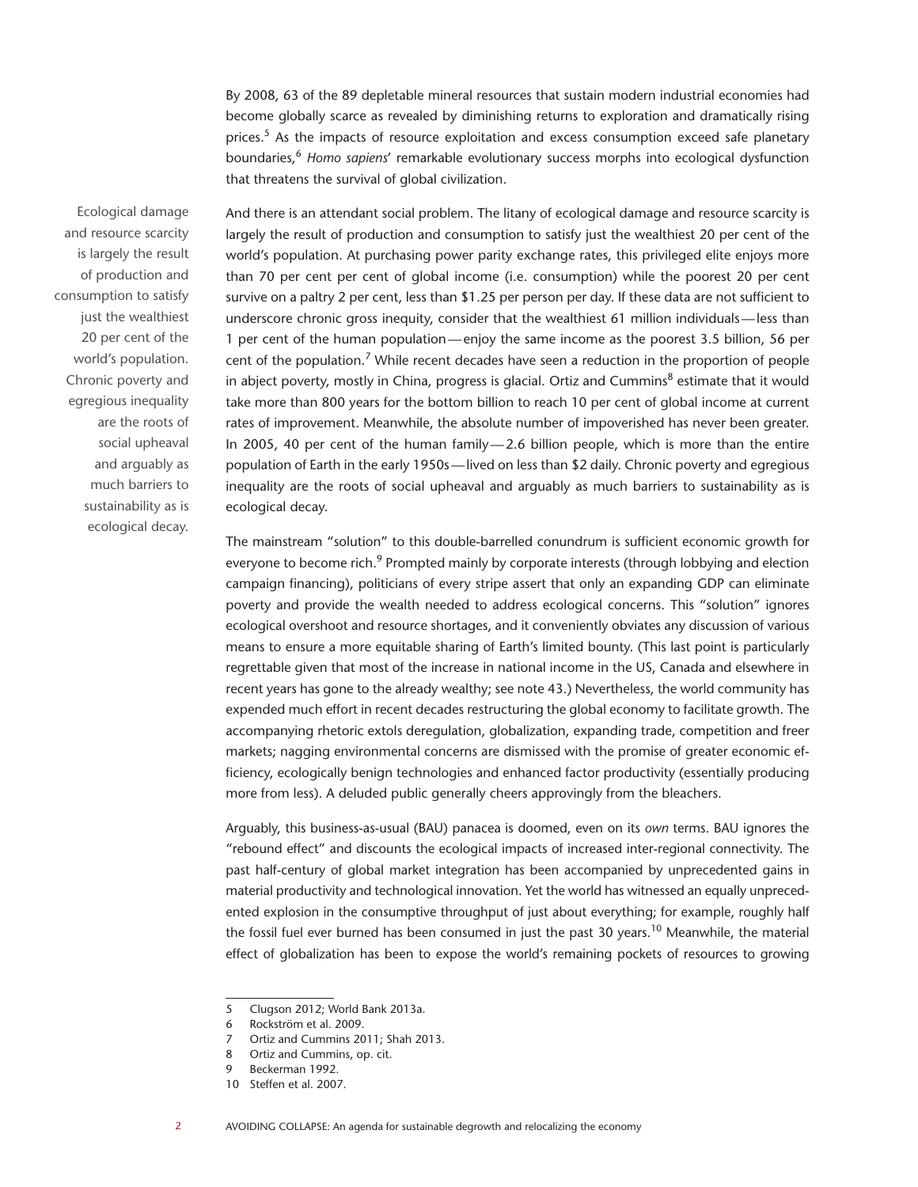By 2008, 63 of the 89 depletable mineral resources that sustain modern industrial economies had become globally scarce as revealed by diminishing returns to exploration and dramatically rising prices.[5] As the impacts of resource exploitation and excess consumption exceed safe planetary boundaries,[6] *Homo sapiens*' remarkable evolutionary success morphs into ecological dysfunction that threatens the survival of global civilization.

> Ecological damage and resource scarcity is largely the result of production and consumption to satisfy just the wealthiest 20 per cent of the world's population. Chronic poverty and egregious inequality are the roots of social upheaval and arguably as much barriers to sustainability as is ecological decay.

And there is an attendant social problem. The litany of ecological damage and resource scarcity is largely the result of production and consumption to satisfy just the wealthiest 20 per cent of the world's population. At purchasing power parity exchange rates, this privileged elite enjoys more than 70 per cent per cent of global income (i.e. consumption) while the poorest 20 per cent survive on a paltry 2 per cent, less than $1.25 per person per day. If these data are not sufficient to underscore chronic gross inequity, consider that the wealthiest 61 million individuals—less than 1 per cent of the human population—enjoy the same income as the poorest 3.5 billion, 56 per cent of the population.[7] While recent decades have seen a reduction in the proportion of people in abject poverty, mostly in China, progress is glacial. Ortiz and Cummins[8] estimate that it would take more than 800 years for the bottom billion to reach 10 per cent of global income at current rates of improvement. Meanwhile, the absolute number of impoverished has never been greater. In 2005, 40 per cent of the human family—2.6 billion people, which is more than the entire population of Earth in the early 1950s—lived on less than $2 daily. Chronic poverty and egregious inequality are the roots of social upheaval and arguably as much barriers to sustainability as is ecological decay.

The mainstream "solution" to this double-barrelled conundrum is sufficient economic growth for everyone to become rich.[9] Prompted mainly by corporate interests (through lobbying and election campaign financing), politicians of every stripe assert that only an expanding GDP can eliminate poverty and provide the wealth needed to address ecological concerns. This "solution" ignores ecological overshoot and resource shortages, and it conveniently obviates any discussion of various means to ensure a more equitable sharing of Earth's limited bounty. (This last point is particularly regrettable given that most of the increase in national income in the US, Canada and elsewhere in recent years has gone to the already wealthy; see note 43.) Nevertheless, the world community has expended much effort in recent decades restructuring the global economy to facilitate growth. The accompanying rhetoric extols deregulation, globalization, expanding trade, competition and freer markets; nagging environmental concerns are dismissed with the promise of greater economic efficiency, ecologically benign technologies and enhanced factor productivity (essentially producing more from less). A deluded public generally cheers approvingly from the bleachers.

Arguably, this business-as-usual (BAU) panacea is doomed, even on its *own* terms. BAU ignores the "rebound effect" and discounts the ecological impacts of increased inter-regional connectivity. The past half-century of global market integration has been accompanied by unprecedented gains in material productivity and technological innovation. Yet the world has witnessed an equally unprecedented explosion in the consumptive throughput of just about everything; for example, roughly half the fossil fuel ever burned has been consumed in just the past 30 years.[10] Meanwhile, the material effect of globalization has been to expose the world's remaining pockets of resources to growing

---

5 Clugson 2012; World Bank 2013a.
6 Rockström et al. 2009.
7 Ortiz and Cummins 2011; Shah 2013.
8 Ortiz and Cummins, op. cit.
9 Beckerman 1992.
10 Steffen et al. 2007.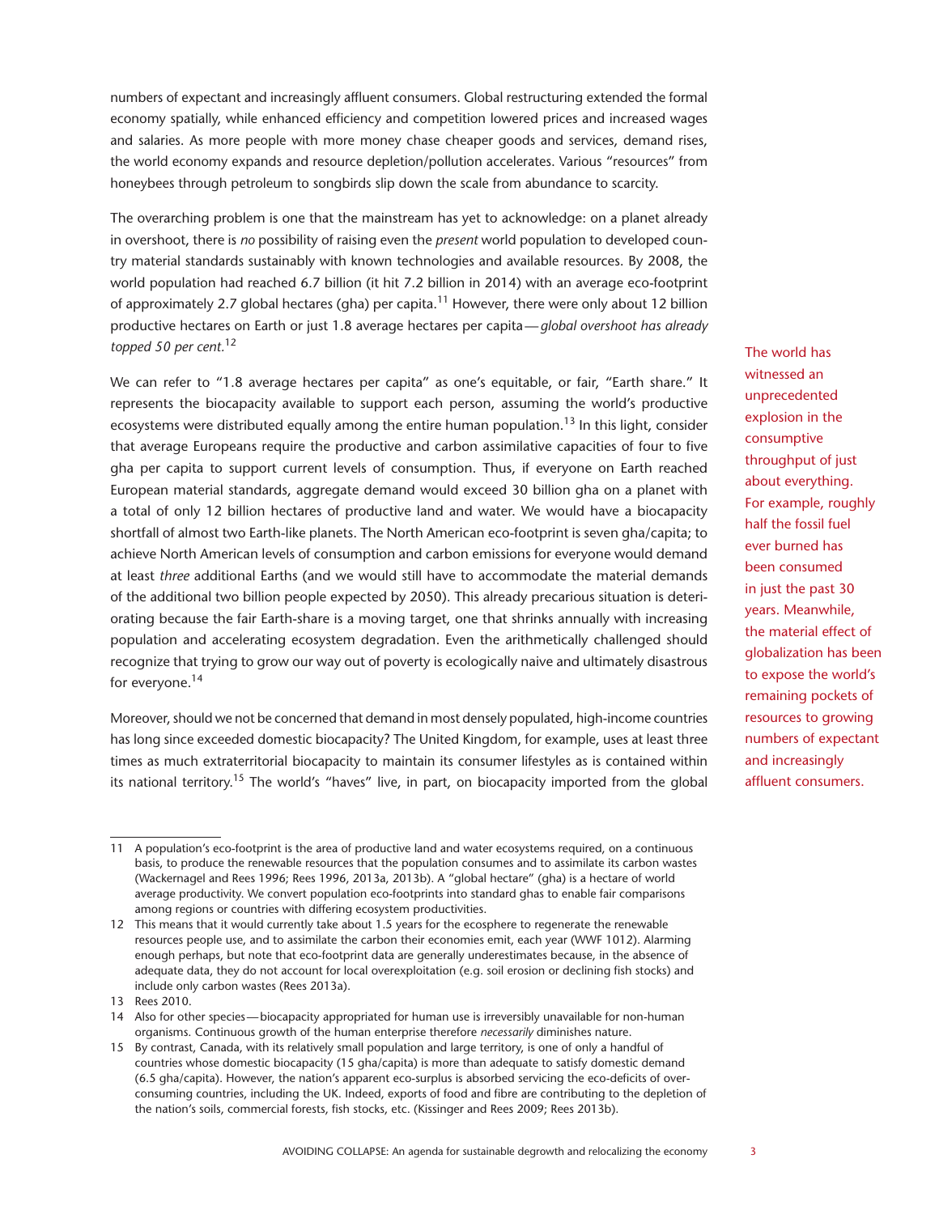numbers of expectant and increasingly affluent consumers. Global restructuring extended the formal economy spatially, while enhanced efficiency and competition lowered prices and increased wages and salaries. As more people with more money chase cheaper goods and services, demand rises, the world economy expands and resource depletion/pollution accelerates. Various "resources" from honeybees through petroleum to songbirds slip down the scale from abundance to scarcity.

The overarching problem is one that the mainstream has yet to acknowledge: on a planet already in overshoot, there is *no* possibility of raising even the *present* world population to developed country material standards sustainably with known technologies and available resources. By 2008, the world population had reached 6.7 billion (it hit 7.2 billion in 2014) with an average eco-footprint of approximately 2.7 global hectares (gha) per capita.[11] However, there were only about 12 billion productive hectares on Earth or just 1.8 average hectares per capita—*global overshoot has already topped 50 per cent.*[12]

> The world has witnessed an unprecedented explosion in the consumptive throughput of just about everything. For example, roughly half the fossil fuel ever burned has been consumed in just the past 30 years. Meanwhile, the material effect of globalization has been to expose the world's remaining pockets of resources to growing numbers of expectant and increasingly affluent consumers.

We can refer to "1.8 average hectares per capita" as one's equitable, or fair, "Earth share." It represents the biocapacity available to support each person, assuming the world's productive ecosystems were distributed equally among the entire human population.[13] In this light, consider that average Europeans require the productive and carbon assimilative capacities of four to five gha per capita to support current levels of consumption. Thus, if everyone on Earth reached European material standards, aggregate demand would exceed 30 billion gha on a planet with a total of only 12 billion hectares of productive land and water. We would have a biocapacity shortfall of almost two Earth-like planets. The North American eco-footprint is seven gha/capita; to achieve North American levels of consumption and carbon emissions for everyone would demand at least *three* additional Earths (and we would still have to accommodate the material demands of the additional two billion people expected by 2050). This already precarious situation is deteriorating because the fair Earth-share is a moving target, one that shrinks annually with increasing population and accelerating ecosystem degradation. Even the arithmetically challenged should recognize that trying to grow our way out of poverty is ecologically naive and ultimately disastrous for everyone.[14]

Moreover, should we not be concerned that demand in most densely populated, high-income countries has long since exceeded domestic biocapacity? The United Kingdom, for example, uses at least three times as much extraterritorial biocapacity to maintain its consumer lifestyles as is contained within its national territory.[15] The world's "haves" live, in part, on biocapacity imported from the global

---

11 A population's eco-footprint is the area of productive land and water ecosystems required, on a continuous basis, to produce the renewable resources that the population consumes and to assimilate its carbon wastes (Wackernagel and Rees 1996; Rees 1996, 2013a, 2013b). A "global hectare" (gha) is a hectare of world average productivity. We convert population eco-footprints into standard ghas to enable fair comparisons among regions or countries with differing ecosystem productivities.

12 This means that it would currently take about 1.5 years for the ecosphere to regenerate the renewable resources people use, and to assimilate the carbon their economies emit, each year (WWF 1012). Alarming enough perhaps, but note that eco-footprint data are generally underestimates because, in the absence of adequate data, they do not account for local overexploitation (e.g. soil erosion or declining fish stocks) and include only carbon wastes (Rees 2013a).

13 Rees 2010.

14 Also for other species—biocapacity appropriated for human use is irreversibly unavailable for non-human organisms. Continuous growth of the human enterprise therefore *necessarily* diminishes nature.

15 By contrast, Canada, with its relatively small population and large territory, is one of only a handful of countries whose domestic biocapacity (15 gha/capita) is more than adequate to satisfy domestic demand (6.5 gha/capita). However, the nation's apparent eco-surplus is absorbed servicing the eco-deficits of over-consuming countries, including the UK. Indeed, exports of food and fibre are contributing to the depletion of the nation's soils, commercial forests, fish stocks, etc. (Kissinger and Rees 2009; Rees 2013b).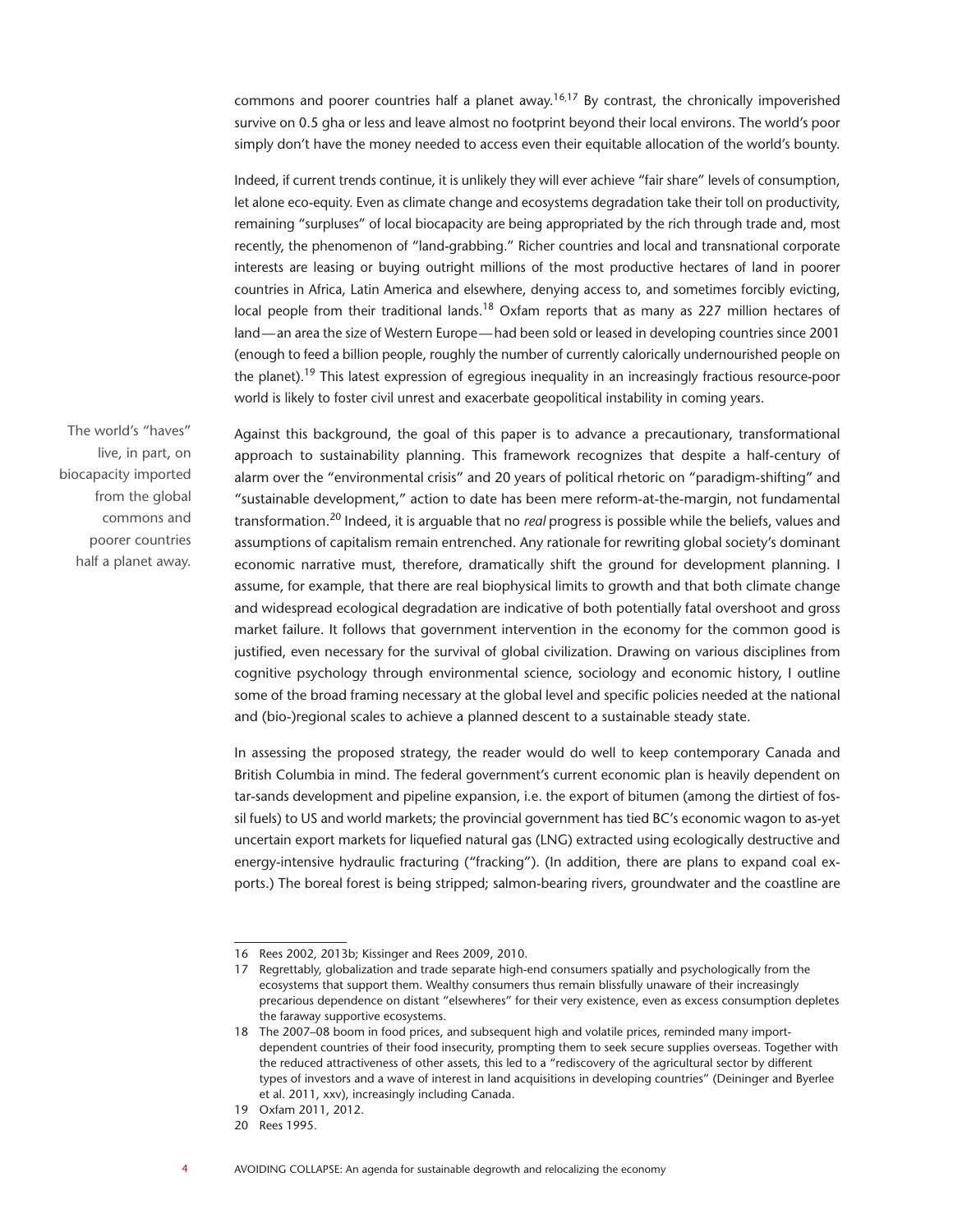commons and poorer countries half a planet away.[16,17] By contrast, the chronically impoverished survive on 0.5 gha or less and leave almost no footprint beyond their local environs. The world's poor simply don't have the money needed to access even their equitable allocation of the world's bounty.

Indeed, if current trends continue, it is unlikely they will ever achieve "fair share" levels of consumption, let alone eco-equity. Even as climate change and ecosystems degradation take their toll on productivity, remaining "surpluses" of local biocapacity are being appropriated by the rich through trade and, most recently, the phenomenon of "land-grabbing." Richer countries and local and transnational corporate interests are leasing or buying outright millions of the most productive hectares of land in poorer countries in Africa, Latin America and elsewhere, denying access to, and sometimes forcibly evicting, local people from their traditional lands.[18] Oxfam reports that as many as 227 million hectares of land—an area the size of Western Europe—had been sold or leased in developing countries since 2001 (enough to feed a billion people, roughly the number of currently calorically undernourished people on the planet).[19] This latest expression of egregious inequality in an increasingly fractious resource-poor world is likely to foster civil unrest and exacerbate geopolitical instability in coming years.

> The world's "haves" live, in part, on biocapacity imported from the global commons and poorer countries half a planet away.

Against this background, the goal of this paper is to advance a precautionary, transformational approach to sustainability planning. This framework recognizes that despite a half-century of alarm over the "environmental crisis" and 20 years of political rhetoric on "paradigm-shifting" and "sustainable development," action to date has been mere reform-at-the-margin, not fundamental transformation.[20] Indeed, it is arguable that no *real* progress is possible while the beliefs, values and assumptions of capitalism remain entrenched. Any rationale for rewriting global society's dominant economic narrative must, therefore, dramatically shift the ground for development planning. I assume, for example, that there are real biophysical limits to growth and that both climate change and widespread ecological degradation are indicative of both potentially fatal overshoot and gross market failure. It follows that government intervention in the economy for the common good is justified, even necessary for the survival of global civilization. Drawing on various disciplines from cognitive psychology through environmental science, sociology and economic history, I outline some of the broad framing necessary at the global level and specific policies needed at the national and (bio-)regional scales to achieve a planned descent to a sustainable steady state.

In assessing the proposed strategy, the reader would do well to keep contemporary Canada and British Columbia in mind. The federal government's current economic plan is heavily dependent on tar-sands development and pipeline expansion, i.e. the export of bitumen (among the dirtiest of fossil fuels) to US and world markets; the provincial government has tied BC's economic wagon to as-yet uncertain export markets for liquefied natural gas (LNG) extracted using ecologically destructive and energy-intensive hydraulic fracturing ("fracking"). (In addition, there are plans to expand coal exports.) The boreal forest is being stripped; salmon-bearing rivers, groundwater and the coastline are

---

16 Rees 2002, 2013b; Kissinger and Rees 2009, 2010.

17 Regrettably, globalization and trade separate high-end consumers spatially and psychologically from the ecosystems that support them. Wealthy consumers thus remain blissfully unaware of their increasingly precarious dependence on distant "elsewheres" for their very existence, even as excess consumption depletes the faraway supportive ecosystems.

18 The 2007–08 boom in food prices, and subsequent high and volatile prices, reminded many import-dependent countries of their food insecurity, prompting them to seek secure supplies overseas. Together with the reduced attractiveness of other assets, this led to a "rediscovery of the agricultural sector by different types of investors and a wave of interest in land acquisitions in developing countries" (Deininger and Byerlee et al. 2011, xxv), increasingly including Canada.

19 Oxfam 2011, 2012.

20 Rees 1995.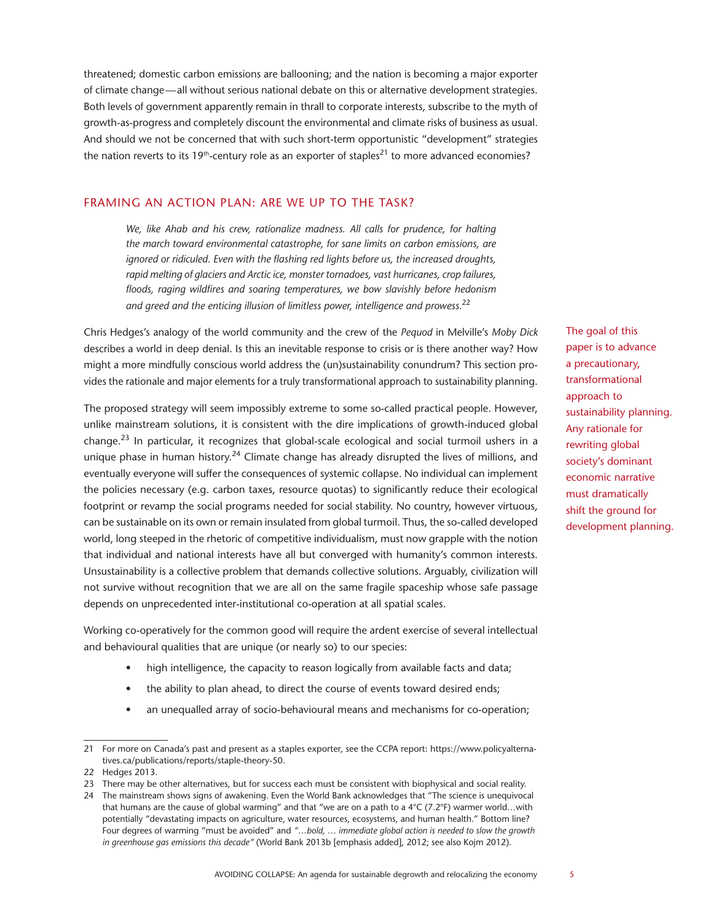threatened; domestic carbon emissions are ballooning; and the nation is becoming a major exporter of climate change—all without serious national debate on this or alternative development strategies. Both levels of government apparently remain in thrall to corporate interests, subscribe to the myth of growth-as-progress and completely discount the environmental and climate risks of business as usual. And should we not be concerned that with such short-term opportunistic "development" strategies the nation reverts to its 19th-century role as an exporter of staples[21] to more advanced economies?

## FRAMING AN ACTION PLAN: ARE WE UP TO THE TASK?

> *We, like Ahab and his crew, rationalize madness. All calls for prudence, for halting the march toward environmental catastrophe, for sane limits on carbon emissions, are ignored or ridiculed. Even with the flashing red lights before us, the increased droughts, rapid melting of glaciers and Arctic ice, monster tornadoes, vast hurricanes, crop failures, floods, raging wildfires and soaring temperatures, we bow slavishly before hedonism and greed and the enticing illusion of limitless power, intelligence and prowess.*[22]

Chris Hedges's analogy of the world community and the crew of the *Pequod* in Melville's *Moby Dick* describes a world in deep denial. Is this an inevitable response to crisis or is there another way? How might a more mindfully conscious world address the (un)sustainability conundrum? This section provides the rationale and major elements for a truly transformational approach to sustainability planning.

The goal of this paper is to advance a precautionary, transformational approach to sustainability planning. Any rationale for rewriting global society's dominant economic narrative must dramatically shift the ground for development planning.

The proposed strategy will seem impossibly extreme to some so-called practical people. However, unlike mainstream solutions, it is consistent with the dire implications of growth-induced global change.[23] In particular, it recognizes that global-scale ecological and social turmoil ushers in a unique phase in human history.[24] Climate change has already disrupted the lives of millions, and eventually everyone will suffer the consequences of systemic collapse. No individual can implement the policies necessary (e.g. carbon taxes, resource quotas) to significantly reduce their ecological footprint or revamp the social programs needed for social stability. No country, however virtuous, can be sustainable on its own or remain insulated from global turmoil. Thus, the so-called developed world, long steeped in the rhetoric of competitive individualism, must now grapple with the notion that individual and national interests have all but converged with humanity's common interests. Unsustainability is a collective problem that demands collective solutions. Arguably, civilization will not survive without recognition that we are all on the same fragile spaceship whose safe passage depends on unprecedented inter-institutional co-operation at all spatial scales.

Working co-operatively for the common good will require the ardent exercise of several intellectual and behavioural qualities that are unique (or nearly so) to our species:

- high intelligence, the capacity to reason logically from available facts and data;
- the ability to plan ahead, to direct the course of events toward desired ends;
- an unequalled array of socio-behavioural means and mechanisms for co-operation;

---

21 For more on Canada's past and present as a staples exporter, see the CCPA report: https://www.policyalternatives.ca/publications/reports/staple-theory-50.

22 Hedges 2013.

23 There may be other alternatives, but for success each must be consistent with biophysical and social reality.

24 The mainstream shows signs of awakening. Even the World Bank acknowledges that "The science is unequivocal that humans are the cause of global warming" and that "we are on a path to a 4°C (7.2°F) warmer world…with potentially "devastating impacts on agriculture, water resources, ecosystems, and human health." Bottom line? Four degrees of warming "must be avoided" and *"…bold, … immediate global action is needed to slow the growth in greenhouse gas emissions this decade"* (World Bank 2013b [emphasis added], 2012; see also Kojm 2012).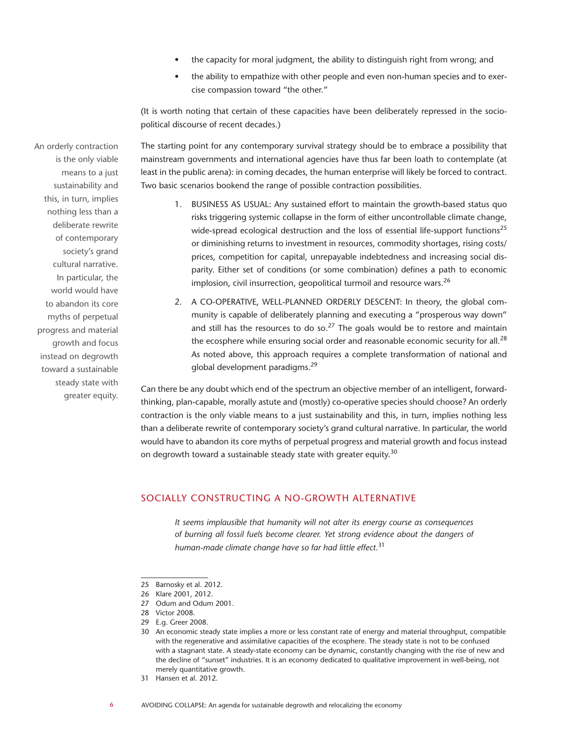- the capacity for moral judgment, the ability to distinguish right from wrong; and
- the ability to empathize with other people and even non-human species and to exercise compassion toward "the other."

(It is worth noting that certain of these capacities have been deliberately repressed in the socio-political discourse of recent decades.)

> An orderly contraction is the only viable means to a just sustainability and this, in turn, implies nothing less than a deliberate rewrite of contemporary society's grand cultural narrative. In particular, the world would have to abandon its core myths of perpetual progress and material growth and focus instead on degrowth toward a sustainable steady state with greater equity.

The starting point for any contemporary survival strategy should be to embrace a possibility that mainstream governments and international agencies have thus far been loath to contemplate (at least in the public arena): in coming decades, the human enterprise will likely be forced to contract. Two basic scenarios bookend the range of possible contraction possibilities.

1. BUSINESS AS USUAL: Any sustained effort to maintain the growth-based status quo risks triggering systemic collapse in the form of either uncontrollable climate change, wide-spread ecological destruction and the loss of essential life-support functions[25] or diminishing returns to investment in resources, commodity shortages, rising costs/prices, competition for capital, unrepayable indebtedness and increasing social disparity. Either set of conditions (or some combination) defines a path to economic implosion, civil insurrection, geopolitical turmoil and resource wars.[26]
2. A CO-OPERATIVE, WELL-PLANNED ORDERLY DESCENT: In theory, the global community is capable of deliberately planning and executing a "prosperous way down" and still has the resources to do so.[27] The goals would be to restore and maintain the ecosphere while ensuring social order and reasonable economic security for all.[28] As noted above, this approach requires a complete transformation of national and global development paradigms.[29]

Can there be any doubt which end of the spectrum an objective member of an intelligent, forward-thinking, plan-capable, morally astute and (mostly) co-operative species should choose? An orderly contraction is the only viable means to a just sustainability and this, in turn, implies nothing less than a deliberate rewrite of contemporary society's grand cultural narrative. In particular, the world would have to abandon its core myths of perpetual progress and material growth and focus instead on degrowth toward a sustainable steady state with greater equity.[30]

## SOCIALLY CONSTRUCTING A NO-GROWTH ALTERNATIVE

> *It seems implausible that humanity will not alter its energy course as consequences of burning all fossil fuels become clearer. Yet strong evidence about the dangers of human-made climate change have so far had little effect.*[31]

---

25 Barnosky et al. 2012.

26 Klare 2001, 2012.

27 Odum and Odum 2001.

28 Victor 2008.

29 E.g. Greer 2008.

30 An economic steady state implies a more or less constant rate of energy and material throughput, compatible with the regenerative and assimilative capacities of the ecosphere. The steady state is not to be confused with a stagnant state. A steady-state economy can be dynamic, constantly changing with the rise of new and the decline of "sunset" industries. It is an economy dedicated to qualitative improvement in well-being, not merely quantitative growth.

31 Hansen et al. 2012.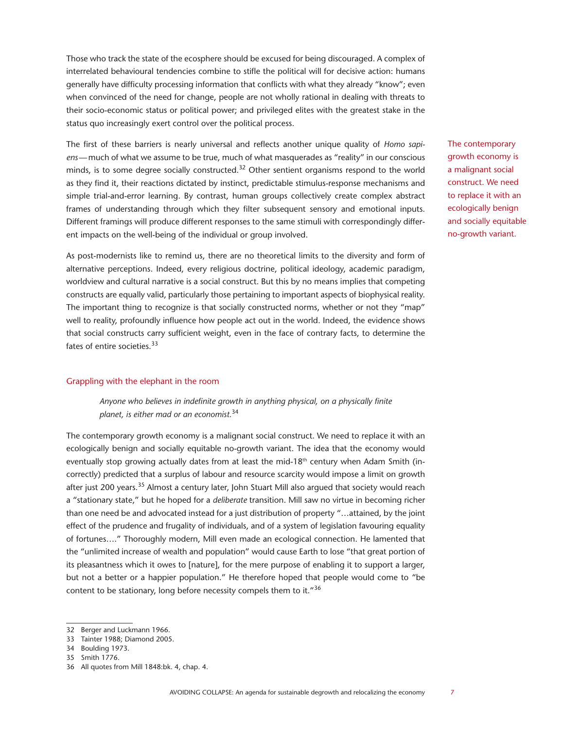Those who track the state of the ecosphere should be excused for being discouraged. A complex of interrelated behavioural tendencies combine to stifle the political will for decisive action: humans generally have difficulty processing information that conflicts with what they already "know"; even when convinced of the need for change, people are not wholly rational in dealing with threats to their socio-economic status or political power; and privileged elites with the greatest stake in the status quo increasingly exert control over the political process.

The first of these barriers is nearly universal and reflects another unique quality of *Homo sapiens*—much of what we assume to be true, much of what masquerades as "reality" in our conscious minds, is to some degree socially constructed.[32] Other sentient organisms respond to the world as they find it, their reactions dictated by instinct, predictable stimulus-response mechanisms and simple trial-and-error learning. By contrast, human groups collectively create complex abstract frames of understanding through which they filter subsequent sensory and emotional inputs. Different framings will produce different responses to the same stimuli with correspondingly different impacts on the well-being of the individual or group involved.

> The contemporary growth economy is a malignant social construct. We need to replace it with an ecologically benign and socially equitable no-growth variant.

As post-modernists like to remind us, there are no theoretical limits to the diversity and form of alternative perceptions. Indeed, every religious doctrine, political ideology, academic paradigm, worldview and cultural narrative is a social construct. But this by no means implies that competing constructs are equally valid, particularly those pertaining to important aspects of biophysical reality. The important thing to recognize is that socially constructed norms, whether or not they "map" well to reality, profoundly influence how people act out in the world. Indeed, the evidence shows that social constructs carry sufficient weight, even in the face of contrary facts, to determine the fates of entire societies.[33]

## Grappling with the elephant in the room

> *Anyone who believes in indefinite growth in anything physical, on a physically finite planet, is either mad or an economist.*[34]

The contemporary growth economy is a malignant social construct. We need to replace it with an ecologically benign and socially equitable no-growth variant. The idea that the economy would eventually stop growing actually dates from at least the mid-18th century when Adam Smith (incorrectly) predicted that a surplus of labour and resource scarcity would impose a limit on growth after just 200 years.[35] Almost a century later, John Stuart Mill also argued that society would reach a "stationary state," but he hoped for a *deliberate* transition. Mill saw no virtue in becoming richer than one need be and advocated instead for a just distribution of property "…attained, by the joint effect of the prudence and frugality of individuals, and of a system of legislation favouring equality of fortunes…." Thoroughly modern, Mill even made an ecological connection. He lamented that the "unlimited increase of wealth and population" would cause Earth to lose "that great portion of its pleasantness which it owes to [nature], for the mere purpose of enabling it to support a larger, but not a better or a happier population." He therefore hoped that people would come to "be content to be stationary, long before necessity compels them to it."[36]

---

32 Berger and Luckmann 1966.

33 Tainter 1988; Diamond 2005.

34 Boulding 1973.

35 Smith 1776.

36 All quotes from Mill 1848:bk. 4, chap. 4.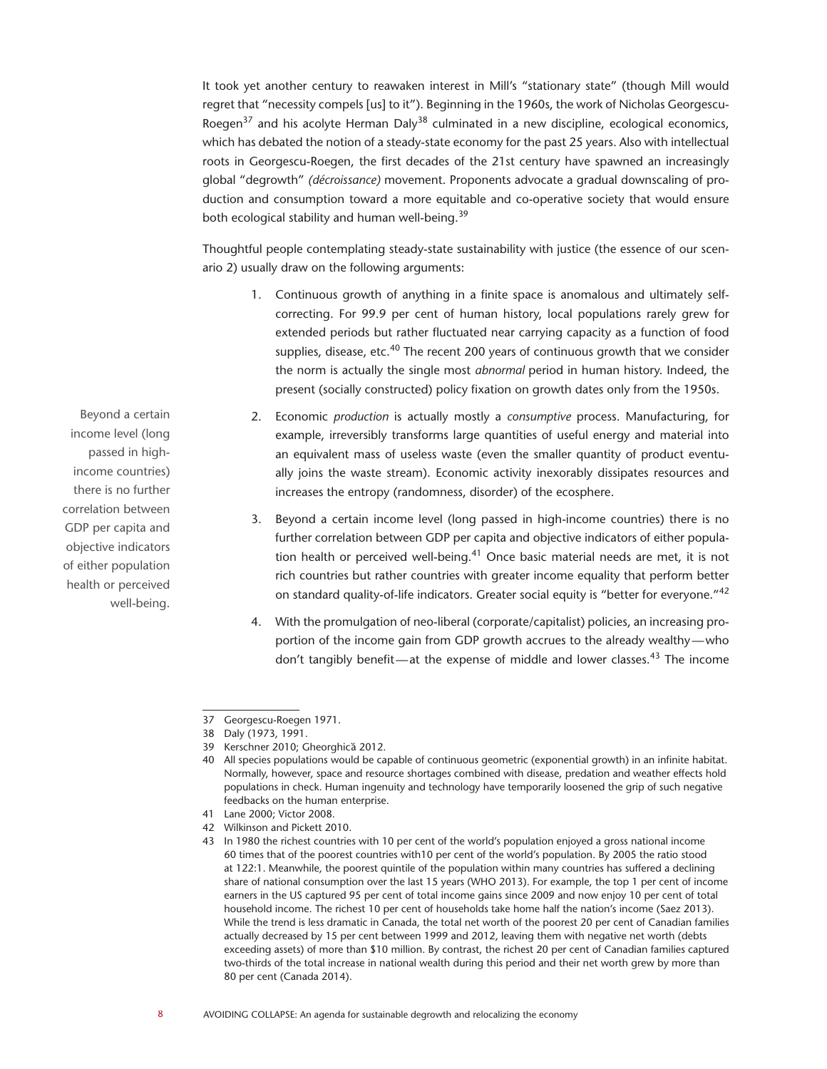It took yet another century to reawaken interest in Mill's "stationary state" (though Mill would regret that "necessity compels [us] to it"). Beginning in the 1960s, the work of Nicholas Georgescu-Roegen[37] and his acolyte Herman Daly[38] culminated in a new discipline, ecological economics, which has debated the notion of a steady-state economy for the past 25 years. Also with intellectual roots in Georgescu-Roegen, the first decades of the 21st century have spawned an increasingly global "degrowth" *(décroissance)* movement. Proponents advocate a gradual downscaling of production and consumption toward a more equitable and co-operative society that would ensure both ecological stability and human well-being.[39]

Thoughtful people contemplating steady-state sustainability with justice (the essence of our scenario 2) usually draw on the following arguments:

1. Continuous growth of anything in a finite space is anomalous and ultimately self-correcting. For 99.9 per cent of human history, local populations rarely grew for extended periods but rather fluctuated near carrying capacity as a function of food supplies, disease, etc.[40] The recent 200 years of continuous growth that we consider the norm is actually the single most *abnormal* period in human history. Indeed, the present (socially constructed) policy fixation on growth dates only from the 1950s.

2. Economic *production* is actually mostly a *consumptive* process. Manufacturing, for example, irreversibly transforms large quantities of useful energy and material into an equivalent mass of useless waste (even the smaller quantity of product eventually joins the waste stream). Economic activity inexorably dissipates resources and increases the entropy (randomness, disorder) of the ecosphere.

3. Beyond a certain income level (long passed in high-income countries) there is no further correlation between GDP per capita and objective indicators of either population health or perceived well-being.[41] Once basic material needs are met, it is not rich countries but rather countries with greater income equality that perform better on standard quality-of-life indicators. Greater social equity is "better for everyone."[42]

4. With the promulgation of neo-liberal (corporate/capitalist) policies, an increasing proportion of the income gain from GDP growth accrues to the already wealthy—who don't tangibly benefit—at the expense of middle and lower classes.[43] The income

> Beyond a certain income level (long passed in high-income countries) there is no further correlation between GDP per capita and objective indicators of either population health or perceived well-being.

---

37 Georgescu-Roegen 1971.

38 Daly (1973, 1991.

39 Kerschner 2010; Gheorghică 2012.

40 All species populations would be capable of continuous geometric (exponential growth) in an infinite habitat. Normally, however, space and resource shortages combined with disease, predation and weather effects hold populations in check. Human ingenuity and technology have temporarily loosened the grip of such negative feedbacks on the human enterprise.

41 Lane 2000; Victor 2008.

42 Wilkinson and Pickett 2010.

43 In 1980 the richest countries with 10 per cent of the world's population enjoyed a gross national income 60 times that of the poorest countries with10 per cent of the world's population. By 2005 the ratio stood at 122:1. Meanwhile, the poorest quintile of the population within many countries has suffered a declining share of national consumption over the last 15 years (WHO 2013). For example, the top 1 per cent of income earners in the US captured 95 per cent of total income gains since 2009 and now enjoy 10 per cent of total household income. The richest 10 per cent of households take home half the nation's income (Saez 2013). While the trend is less dramatic in Canada, the total net worth of the poorest 20 per cent of Canadian families actually decreased by 15 per cent between 1999 and 2012, leaving them with negative net worth (debts exceeding assets) of more than $10 million. By contrast, the richest 20 per cent of Canadian families captured two-thirds of the total increase in national wealth during this period and their net worth grew by more than 80 per cent (Canada 2014).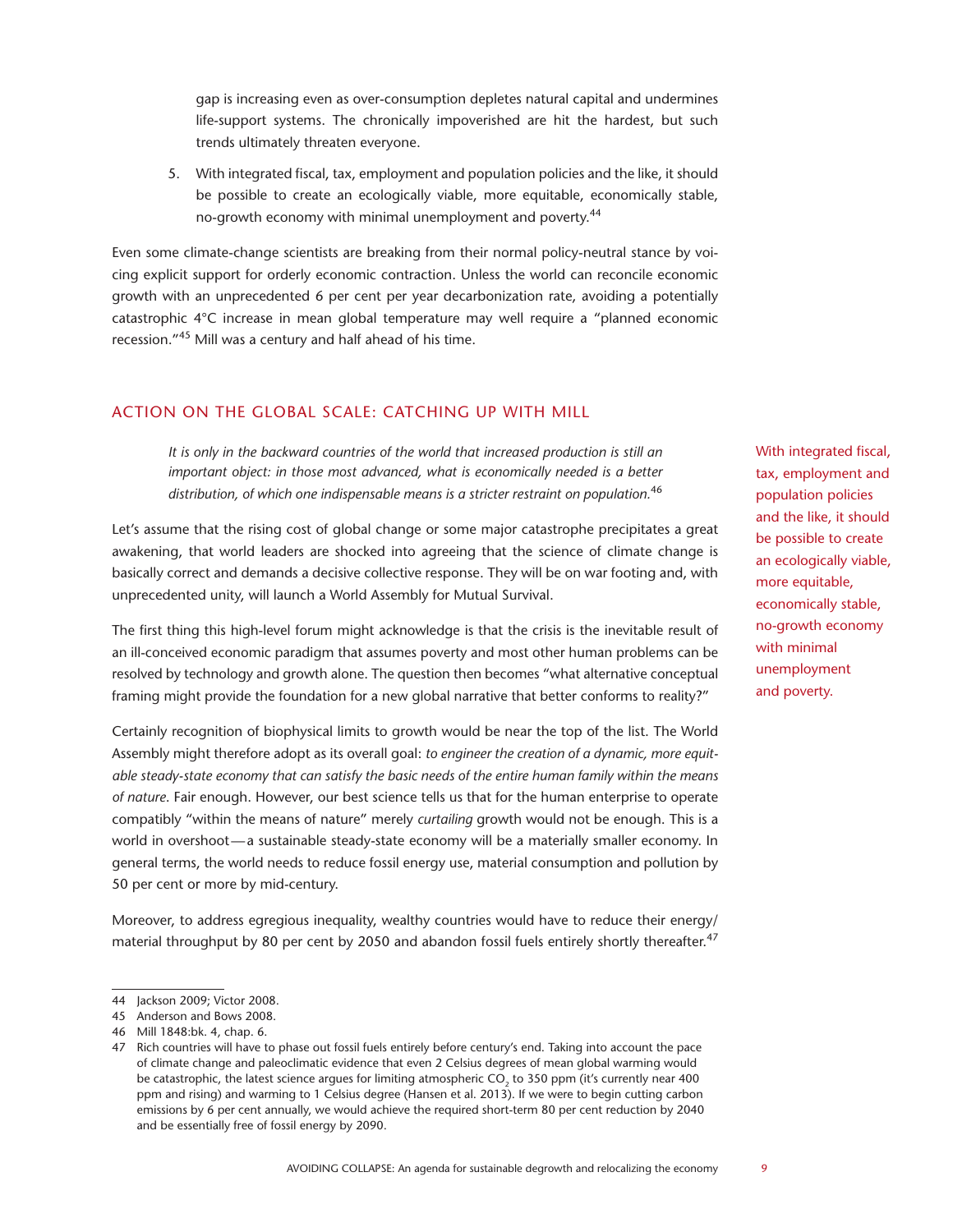gap is increasing even as over-consumption depletes natural capital and undermines life-support systems. The chronically impoverished are hit the hardest, but such trends ultimately threaten everyone.

5. With integrated fiscal, tax, employment and population policies and the like, it should be possible to create an ecologically viable, more equitable, economically stable, no-growth economy with minimal unemployment and poverty.[44]

Even some climate-change scientists are breaking from their normal policy-neutral stance by voicing explicit support for orderly economic contraction. Unless the world can reconcile economic growth with an unprecedented 6 per cent per year decarbonization rate, avoiding a potentially catastrophic 4°C increase in mean global temperature may well require a "planned economic recession."[45] Mill was a century and half ahead of his time.

## ACTION ON THE GLOBAL SCALE: CATCHING UP WITH MILL

> *It is only in the backward countries of the world that increased production is still an important object: in those most advanced, what is economically needed is a better distribution, of which one indispensable means is a stricter restraint on population.*[46]

Let's assume that the rising cost of global change or some major catastrophe precipitates a great awakening, that world leaders are shocked into agreeing that the science of climate change is basically correct and demands a decisive collective response. They will be on war footing and, with unprecedented unity, will launch a World Assembly for Mutual Survival.

The first thing this high-level forum might acknowledge is that the crisis is the inevitable result of an ill-conceived economic paradigm that assumes poverty and most other human problems can be resolved by technology and growth alone. The question then becomes "what alternative conceptual framing might provide the foundation for a new global narrative that better conforms to reality?"

Certainly recognition of biophysical limits to growth would be near the top of the list. The World Assembly might therefore adopt as its overall goal: *to engineer the creation of a dynamic, more equitable steady-state economy that can satisfy the basic needs of the entire human family within the means of nature.* Fair enough. However, our best science tells us that for the human enterprise to operate compatibly "within the means of nature" merely *curtailing* growth would not be enough. This is a world in overshoot—a sustainable steady-state economy will be a materially smaller economy. In general terms, the world needs to reduce fossil energy use, material consumption and pollution by 50 per cent or more by mid-century.

Moreover, to address egregious inequality, wealthy countries would have to reduce their energy/material throughput by 80 per cent by 2050 and abandon fossil fuels entirely shortly thereafter.[47]

With integrated fiscal, tax, employment and population policies and the like, it should be possible to create an ecologically viable, more equitable, economically stable, no-growth economy with minimal unemployment and poverty.

---

44 Jackson 2009; Victor 2008.

45 Anderson and Bows 2008.

46 Mill 1848:bk. 4, chap. 6.

47 Rich countries will have to phase out fossil fuels entirely before century's end. Taking into account the pace of climate change and paleoclimatic evidence that even 2 Celsius degrees of mean global warming would be catastrophic, the latest science argues for limiting atmospheric $CO_2$ to 350 ppm (it's currently near 400 ppm and rising) and warming to 1 Celsius degree (Hansen et al. 2013). If we were to begin cutting carbon emissions by 6 per cent annually, we would achieve the required short-term 80 per cent reduction by 2040 and be essentially free of fossil energy by 2090.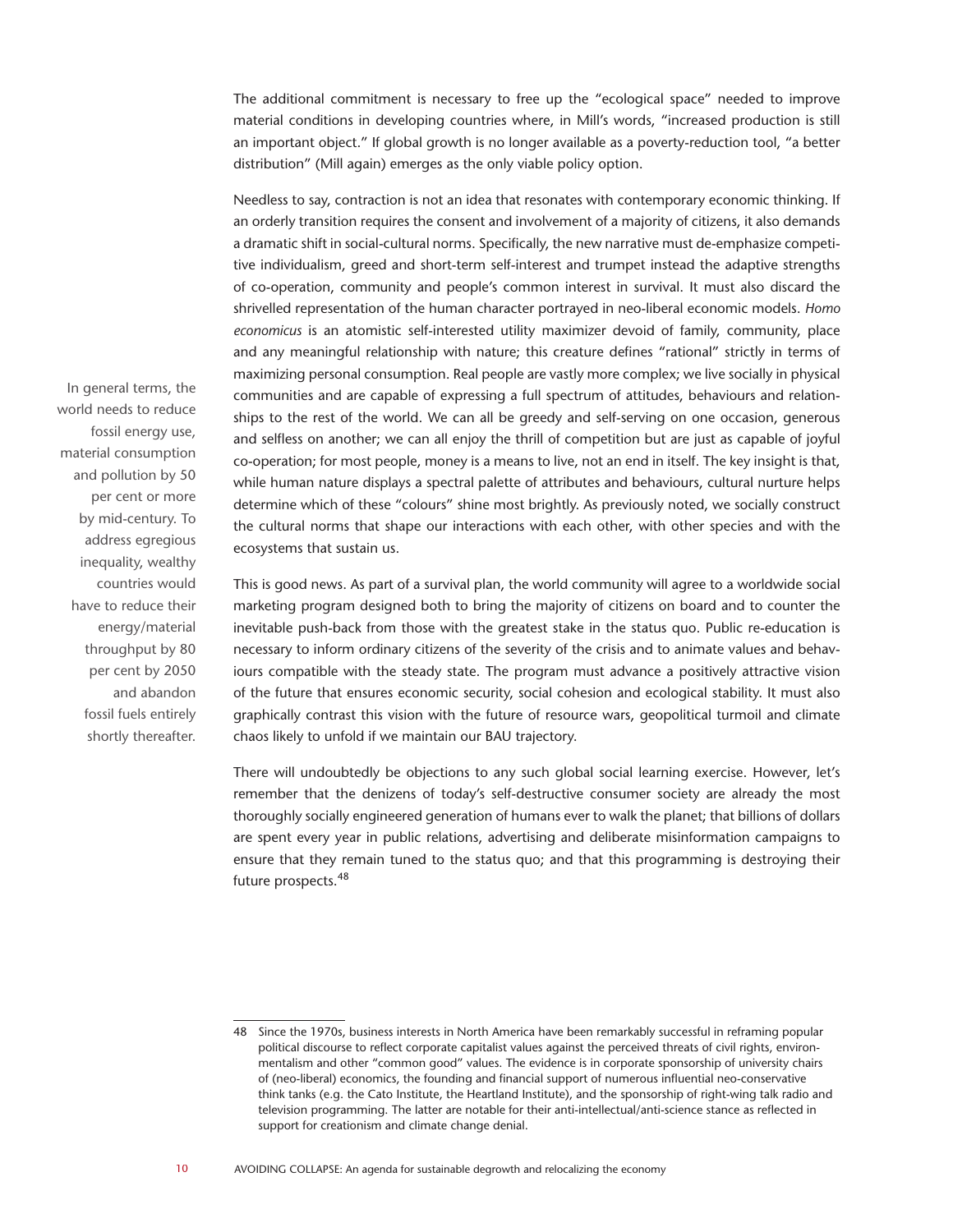The additional commitment is necessary to free up the "ecological space" needed to improve material conditions in developing countries where, in Mill's words, "increased production is still an important object." If global growth is no longer available as a poverty-reduction tool, "a better distribution" (Mill again) emerges as the only viable policy option.

Needless to say, contraction is not an idea that resonates with contemporary economic thinking. If an orderly transition requires the consent and involvement of a majority of citizens, it also demands a dramatic shift in social-cultural norms. Specifically, the new narrative must de-emphasize competitive individualism, greed and short-term self-interest and trumpet instead the adaptive strengths of co-operation, community and people's common interest in survival. It must also discard the shrivelled representation of the human character portrayed in neo-liberal economic models. *Homo economicus* is an atomistic self-interested utility maximizer devoid of family, community, place and any meaningful relationship with nature; this creature defines "rational" strictly in terms of maximizing personal consumption. Real people are vastly more complex; we live socially in physical communities and are capable of expressing a full spectrum of attitudes, behaviours and relationships to the rest of the world. We can all be greedy and self-serving on one occasion, generous and selfless on another; we can all enjoy the thrill of competition but are just as capable of joyful co-operation; for most people, money is a means to live, not an end in itself. The key insight is that, while human nature displays a spectral palette of attributes and behaviours, cultural nurture helps determine which of these "colours" shine most brightly. As previously noted, we socially construct the cultural norms that shape our interactions with each other, with other species and with the ecosystems that sustain us.

> In general terms, the world needs to reduce fossil energy use, material consumption and pollution by 50 per cent or more by mid-century. To address egregious inequality, wealthy countries would have to reduce their energy/material throughput by 80 per cent by 2050 and abandon fossil fuels entirely shortly thereafter.

This is good news. As part of a survival plan, the world community will agree to a worldwide social marketing program designed both to bring the majority of citizens on board and to counter the inevitable push-back from those with the greatest stake in the status quo. Public re-education is necessary to inform ordinary citizens of the severity of the crisis and to animate values and behaviours compatible with the steady state. The program must advance a positively attractive vision of the future that ensures economic security, social cohesion and ecological stability. It must also graphically contrast this vision with the future of resource wars, geopolitical turmoil and climate chaos likely to unfold if we maintain our BAU trajectory.

There will undoubtedly be objections to any such global social learning exercise. However, let's remember that the denizens of today's self-destructive consumer society are already the most thoroughly socially engineered generation of humans ever to walk the planet; that billions of dollars are spent every year in public relations, advertising and deliberate misinformation campaigns to ensure that they remain tuned to the status quo; and that this programming is destroying their future prospects.[48]

---

48 Since the 1970s, business interests in North America have been remarkably successful in reframing popular political discourse to reflect corporate capitalist values against the perceived threats of civil rights, environmentalism and other "common good" values. The evidence is in corporate sponsorship of university chairs of (neo-liberal) economics, the founding and financial support of numerous influential neo-conservative think tanks (e.g. the Cato Institute, the Heartland Institute), and the sponsorship of right-wing talk radio and television programming. The latter are notable for their anti-intellectual/anti-science stance as reflected in support for creationism and climate change denial.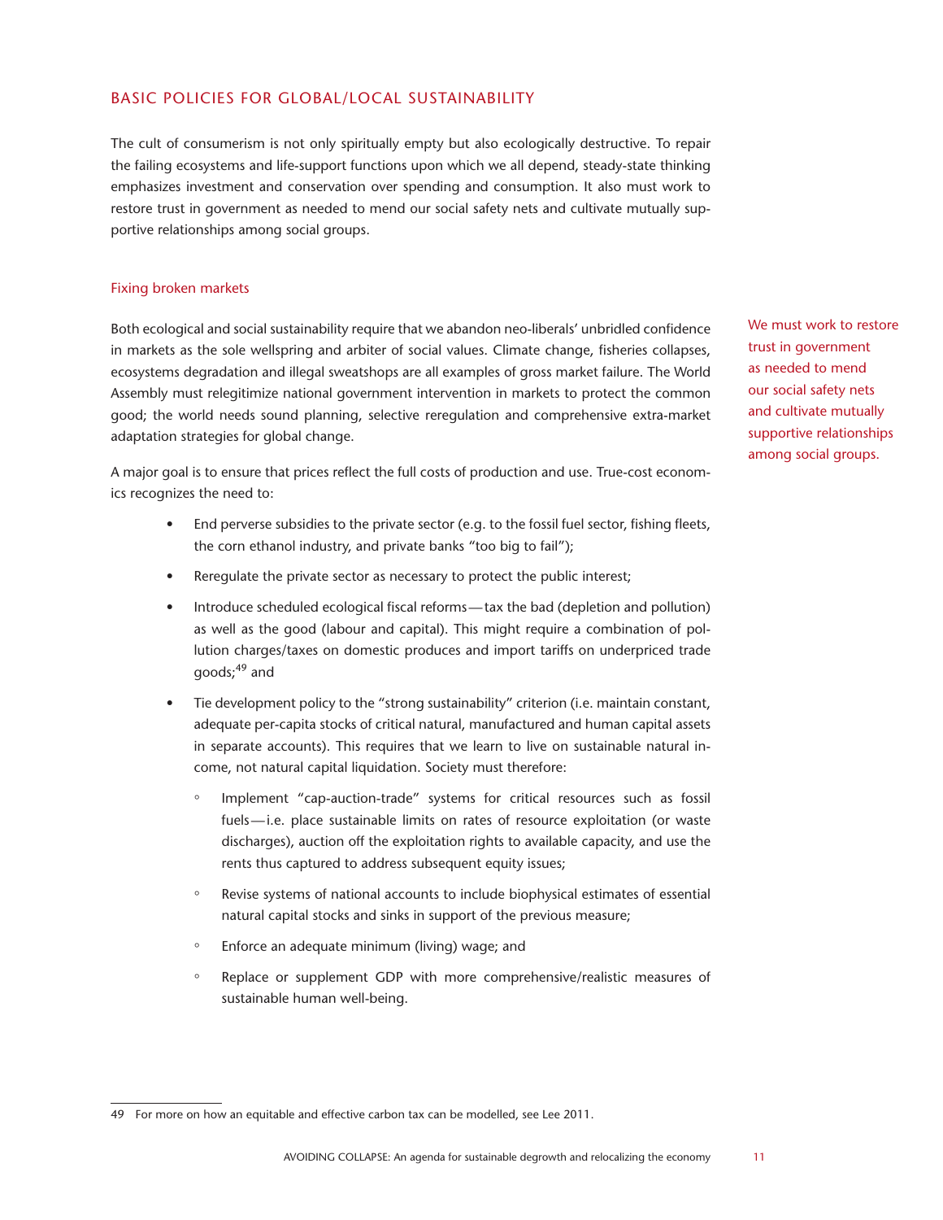## BASIC POLICIES FOR GLOBAL/LOCAL SUSTAINABILITY

The cult of consumerism is not only spiritually empty but also ecologically destructive. To repair the failing ecosystems and life-support functions upon which we all depend, steady-state thinking emphasizes investment and conservation over spending and consumption. It also must work to restore trust in government as needed to mend our social safety nets and cultivate mutually supportive relationships among social groups.

### Fixing broken markets

Both ecological and social sustainability require that we abandon neo-liberals' unbridled confidence in markets as the sole wellspring and arbiter of social values. Climate change, fisheries collapses, ecosystems degradation and illegal sweatshops are all examples of gross market failure. The World Assembly must relegitimize national government intervention in markets to protect the common good; the world needs sound planning, selective reregulation and comprehensive extra-market adaptation strategies for global change.

We must work to restore trust in government as needed to mend our social safety nets and cultivate mutually supportive relationships among social groups.

A major goal is to ensure that prices reflect the full costs of production and use. True-cost economics recognizes the need to:

- End perverse subsidies to the private sector (e.g. to the fossil fuel sector, fishing fleets, the corn ethanol industry, and private banks "too big to fail");
- Reregulate the private sector as necessary to protect the public interest;
- Introduce scheduled ecological fiscal reforms — tax the bad (depletion and pollution) as well as the good (labour and capital). This might require a combination of pollution charges/taxes on domestic produces and import tariffs on underpriced trade goods;[49] and
- Tie development policy to the "strong sustainability" criterion (i.e. maintain constant, adequate per-capita stocks of critical natural, manufactured and human capital assets in separate accounts). This requires that we learn to live on sustainable natural income, not natural capital liquidation. Society must therefore:
    - Implement "cap-auction-trade" systems for critical resources such as fossil fuels — i.e. place sustainable limits on rates of resource exploitation (or waste discharges), auction off the exploitation rights to available capacity, and use the rents thus captured to address subsequent equity issues;
    - Revise systems of national accounts to include biophysical estimates of essential natural capital stocks and sinks in support of the previous measure;
    - Enforce an adequate minimum (living) wage; and
    - Replace or supplement GDP with more comprehensive/realistic measures of sustainable human well-being.

---

49 For more on how an equitable and effective carbon tax can be modelled, see Lee 2011.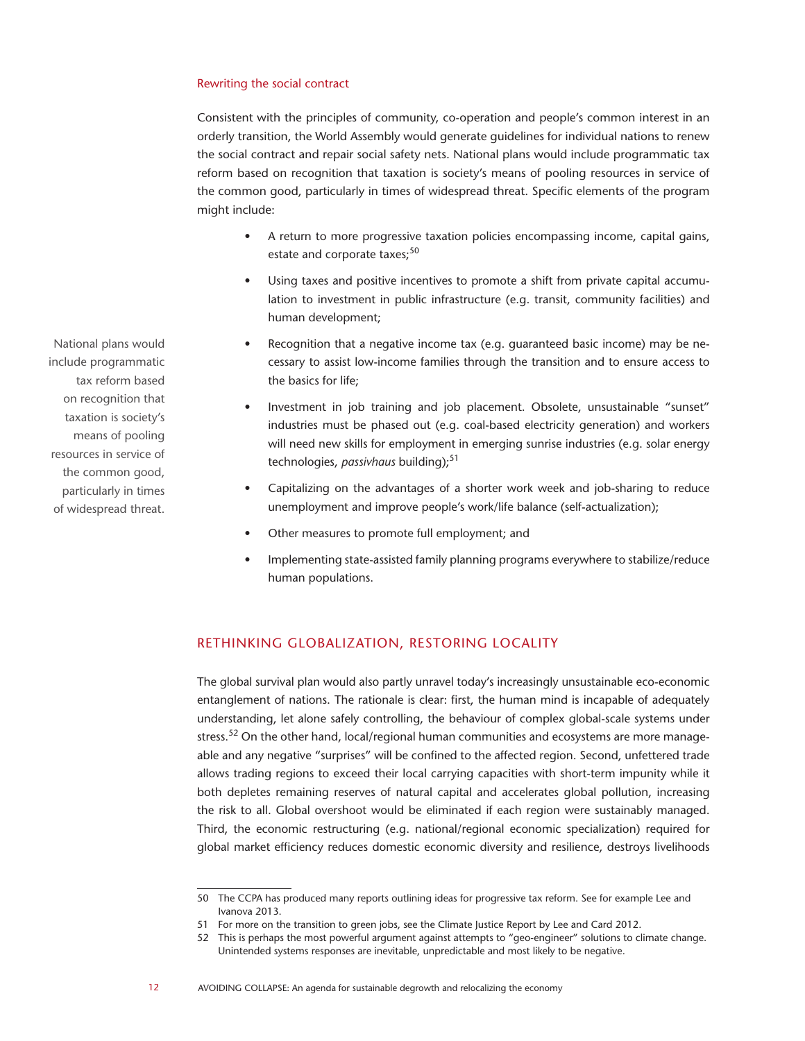### Rewriting the social contract

Consistent with the principles of community, co-operation and people's common interest in an orderly transition, the World Assembly would generate guidelines for individual nations to renew the social contract and repair social safety nets. National plans would include programmatic tax reform based on recognition that taxation is society's means of pooling resources in service of the common good, particularly in times of widespread threat. Specific elements of the program might include:

- A return to more progressive taxation policies encompassing income, capital gains, estate and corporate taxes;[50]
- Using taxes and positive incentives to promote a shift from private capital accumulation to investment in public infrastructure (e.g. transit, community facilities) and human development;
- Recognition that a negative income tax (e.g. guaranteed basic income) may be necessary to assist low-income families through the transition and to ensure access to the basics for life;
- Investment in job training and job placement. Obsolete, unsustainable "sunset" industries must be phased out (e.g. coal-based electricity generation) and workers will need new skills for employment in emerging sunrise industries (e.g. solar energy technologies, *passivhaus* building);[51]
- Capitalizing on the advantages of a shorter work week and job-sharing to reduce unemployment and improve people's work/life balance (self-actualization);
- Other measures to promote full employment; and
- Implementing state-assisted family planning programs everywhere to stabilize/reduce human populations.

National plans would include programmatic tax reform based on recognition that taxation is society's means of pooling resources in service of the common good, particularly in times of widespread threat.

## RETHINKING GLOBALIZATION, RESTORING LOCALITY

The global survival plan would also partly unravel today's increasingly unsustainable eco-economic entanglement of nations. The rationale is clear: first, the human mind is incapable of adequately understanding, let alone safely controlling, the behaviour of complex global-scale systems under stress.[52] On the other hand, local/regional human communities and ecosystems are more manageable and any negative "surprises" will be confined to the affected region. Second, unfettered trade allows trading regions to exceed their local carrying capacities with short-term impunity while it both depletes remaining reserves of natural capital and accelerates global pollution, increasing the risk to all. Global overshoot would be eliminated if each region were sustainably managed. Third, the economic restructuring (e.g. national/regional economic specialization) required for global market efficiency reduces domestic economic diversity and resilience, destroys livelihoods

---

50 The CCPA has produced many reports outlining ideas for progressive tax reform. See for example Lee and Ivanova 2013.

51 For more on the transition to green jobs, see the Climate Justice Report by Lee and Card 2012.

52 This is perhaps the most powerful argument against attempts to "geo-engineer" solutions to climate change. Unintended systems responses are inevitable, unpredictable and most likely to be negative.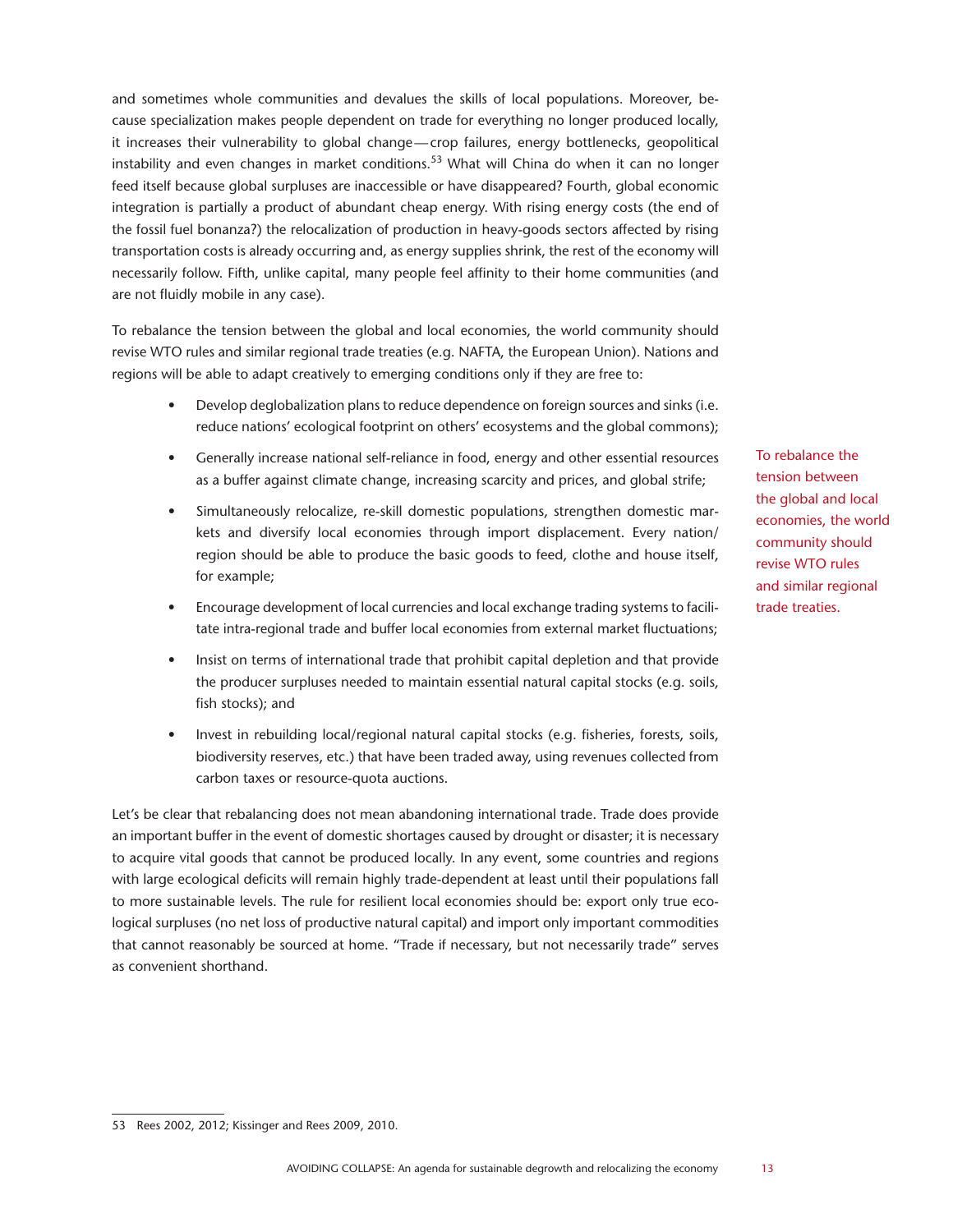and sometimes whole communities and devalues the skills of local populations. Moreover, because specialization makes people dependent on trade for everything no longer produced locally, it increases their vulnerability to global change—crop failures, energy bottlenecks, geopolitical instability and even changes in market conditions.[53] What will China do when it can no longer feed itself because global surpluses are inaccessible or have disappeared? Fourth, global economic integration is partially a product of abundant cheap energy. With rising energy costs (the end of the fossil fuel bonanza?) the relocalization of production in heavy-goods sectors affected by rising transportation costs is already occurring and, as energy supplies shrink, the rest of the economy will necessarily follow. Fifth, unlike capital, many people feel affinity to their home communities (and are not fluidly mobile in any case).

To rebalance the tension between the global and local economies, the world community should revise WTO rules and similar regional trade treaties (e.g. NAFTA, the European Union). Nations and regions will be able to adapt creatively to emerging conditions only if they are free to:

- Develop deglobalization plans to reduce dependence on foreign sources and sinks (i.e. reduce nations' ecological footprint on others' ecosystems and the global commons);
- Generally increase national self-reliance in food, energy and other essential resources as a buffer against climate change, increasing scarcity and prices, and global strife;
- Simultaneously relocalize, re-skill domestic populations, strengthen domestic markets and diversify local economies through import displacement. Every nation/region should be able to produce the basic goods to feed, clothe and house itself, for example;
- Encourage development of local currencies and local exchange trading systems to facilitate intra-regional trade and buffer local economies from external market fluctuations;
- Insist on terms of international trade that prohibit capital depletion and that provide the producer surpluses needed to maintain essential natural capital stocks (e.g. soils, fish stocks); and
- Invest in rebuilding local/regional natural capital stocks (e.g. fisheries, forests, soils, biodiversity reserves, etc.) that have been traded away, using revenues collected from carbon taxes or resource-quota auctions.

> To rebalance the tension between the global and local economies, the world community should revise WTO rules and similar regional trade treaties.

Let's be clear that rebalancing does not mean abandoning international trade. Trade does provide an important buffer in the event of domestic shortages caused by drought or disaster; it is necessary to acquire vital goods that cannot be produced locally. In any event, some countries and regions with large ecological deficits will remain highly trade-dependent at least until their populations fall to more sustainable levels. The rule for resilient local economies should be: export only true ecological surpluses (no net loss of productive natural capital) and import only important commodities that cannot reasonably be sourced at home. "Trade if necessary, but not necessarily trade" serves as convenient shorthand.

---

53 Rees 2002, 2012; Kissinger and Rees 2009, 2010.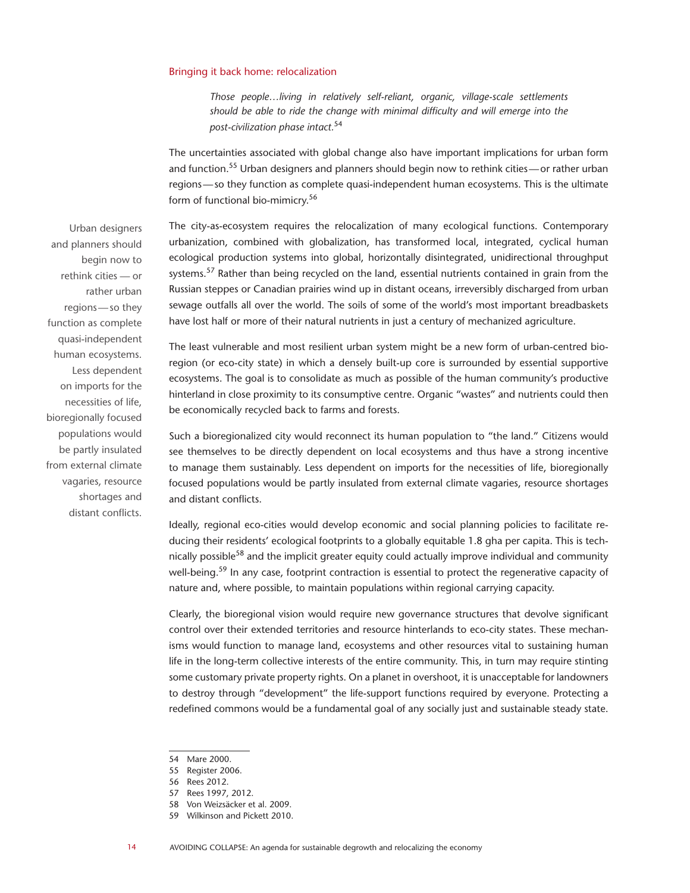## Bringing it back home: relocalization

> *Those people…living in relatively self-reliant, organic, village-scale settlements should be able to ride the change with minimal difficulty and will emerge into the post-civilization phase intact.*[54]

The uncertainties associated with global change also have important implications for urban form and function.[55] Urban designers and planners should begin now to rethink cities — or rather urban regions — so they function as complete quasi-independent human ecosystems. This is the ultimate form of functional bio-mimicry.[56]

Urban designers and planners should begin now to rethink cities — or rather urban regions — so they function as complete quasi-independent human ecosystems. Less dependent on imports for the necessities of life, bioregionally focused populations would be partly insulated from external climate vagaries, resource shortages and distant conflicts.

The city-as-ecosystem requires the relocalization of many ecological functions. Contemporary urbanization, combined with globalization, has transformed local, integrated, cyclical human ecological production systems into global, horizontally disintegrated, unidirectional throughput systems.[57] Rather than being recycled on the land, essential nutrients contained in grain from the Russian steppes or Canadian prairies wind up in distant oceans, irreversibly discharged from urban sewage outfalls all over the world. The soils of some of the world's most important breadbaskets have lost half or more of their natural nutrients in just a century of mechanized agriculture.

The least vulnerable and most resilient urban system might be a new form of urban-centred bioregion (or eco-city state) in which a densely built-up core is surrounded by essential supportive ecosystems. The goal is to consolidate as much as possible of the human community's productive hinterland in close proximity to its consumptive centre. Organic "wastes" and nutrients could then be economically recycled back to farms and forests.

Such a bioregionalized city would reconnect its human population to "the land." Citizens would see themselves to be directly dependent on local ecosystems and thus have a strong incentive to manage them sustainably. Less dependent on imports for the necessities of life, bioregionally focused populations would be partly insulated from external climate vagaries, resource shortages and distant conflicts.

Ideally, regional eco-cities would develop economic and social planning policies to facilitate reducing their residents' ecological footprints to a globally equitable 1.8 gha per capita. This is technically possible[58] and the implicit greater equity could actually improve individual and community well-being.[59] In any case, footprint contraction is essential to protect the regenerative capacity of nature and, where possible, to maintain populations within regional carrying capacity.

Clearly, the bioregional vision would require new governance structures that devolve significant control over their extended territories and resource hinterlands to eco-city states. These mechanisms would function to manage land, ecosystems and other resources vital to sustaining human life in the long-term collective interests of the entire community. This, in turn may require stinting some customary private property rights. On a planet in overshoot, it is unacceptable for landowners to destroy through "development" the life-support functions required by everyone. Protecting a redefined commons would be a fundamental goal of any socially just and sustainable steady state.

---

54 Mare 2000.
55 Register 2006.
56 Rees 2012.
57 Rees 1997, 2012.
58 Von Weizsäcker et al. 2009.
59 Wilkinson and Pickett 2010.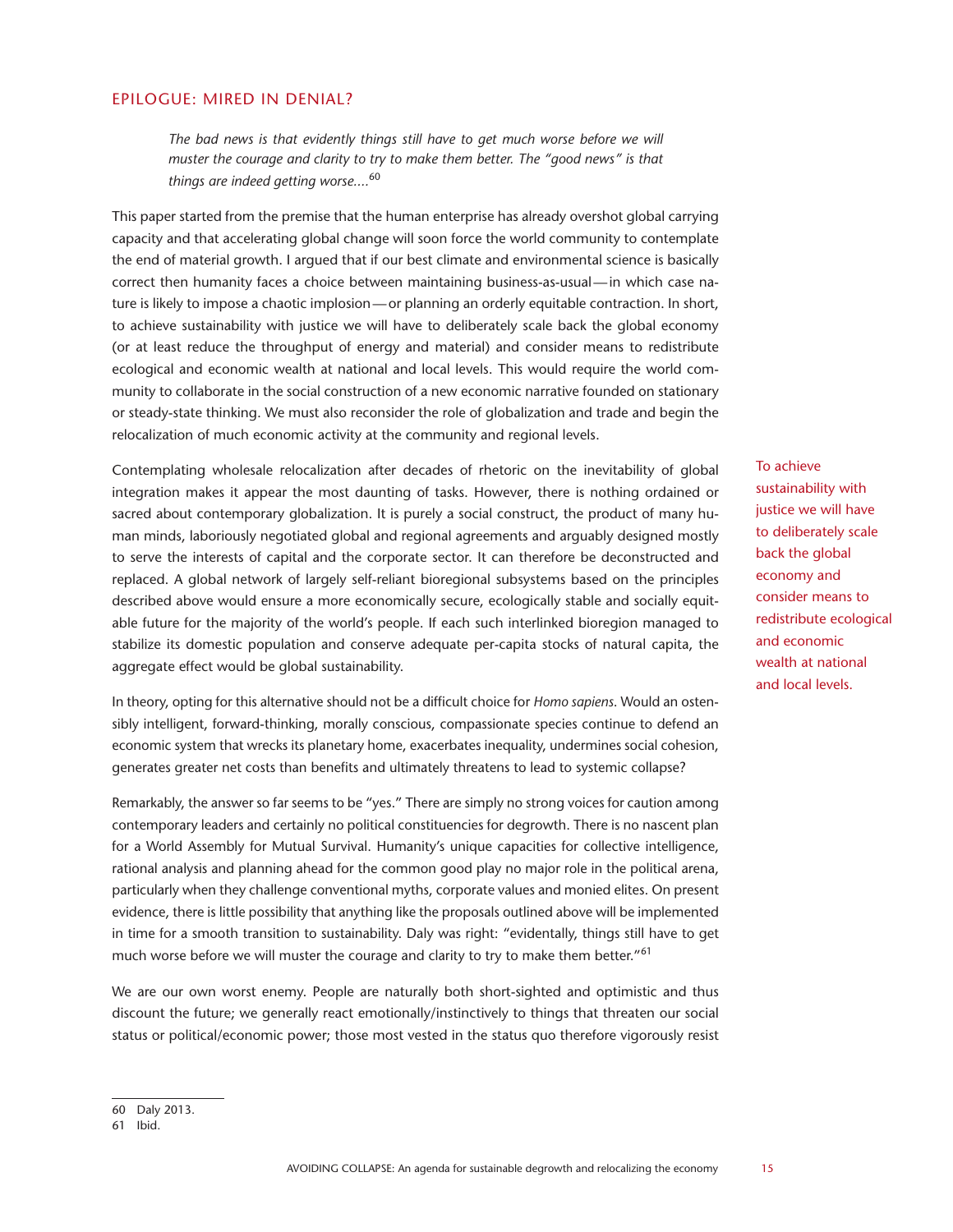## EPILOGUE: MIRED IN DENIAL?

> *The bad news is that evidently things still have to get much worse before we will muster the courage and clarity to try to make them better. The "good news" is that things are indeed getting worse....*[60]

This paper started from the premise that the human enterprise has already overshot global carrying capacity and that accelerating global change will soon force the world community to contemplate the end of material growth. I argued that if our best climate and environmental science is basically correct then humanity faces a choice between maintaining business-as-usual — in which case nature is likely to impose a chaotic implosion — or planning an orderly equitable contraction. In short, to achieve sustainability with justice we will have to deliberately scale back the global economy (or at least reduce the throughput of energy and material) and consider means to redistribute ecological and economic wealth at national and local levels. This would require the world community to collaborate in the social construction of a new economic narrative founded on stationary or steady-state thinking. We must also reconsider the role of globalization and trade and begin the relocalization of much economic activity at the community and regional levels.

Contemplating wholesale relocalization after decades of rhetoric on the inevitability of global integration makes it appear the most daunting of tasks. However, there is nothing ordained or sacred about contemporary globalization. It is purely a social construct, the product of many human minds, laboriously negotiated global and regional agreements and arguably designed mostly to serve the interests of capital and the corporate sector. It can therefore be deconstructed and replaced. A global network of largely self-reliant bioregional subsystems based on the principles described above would ensure a more economically secure, ecologically stable and socially equitable future for the majority of the world's people. If each such interlinked bioregion managed to stabilize its domestic population and conserve adequate per-capita stocks of natural capita, the aggregate effect would be global sustainability.

> To achieve sustainability with justice we will have to deliberately scale back the global economy and consider means to redistribute ecological and economic wealth at national and local levels.

In theory, opting for this alternative should not be a difficult choice for *Homo sapiens*. Would an ostensibly intelligent, forward-thinking, morally conscious, compassionate species continue to defend an economic system that wrecks its planetary home, exacerbates inequality, undermines social cohesion, generates greater net costs than benefits and ultimately threatens to lead to systemic collapse?

Remarkably, the answer so far seems to be "yes." There are simply no strong voices for caution among contemporary leaders and certainly no political constituencies for degrowth. There is no nascent plan for a World Assembly for Mutual Survival. Humanity's unique capacities for collective intelligence, rational analysis and planning ahead for the common good play no major role in the political arena, particularly when they challenge conventional myths, corporate values and monied elites. On present evidence, there is little possibility that anything like the proposals outlined above will be implemented in time for a smooth transition to sustainability. Daly was right: "evidentally, things still have to get much worse before we will muster the courage and clarity to try to make them better."[61]

We are our own worst enemy. People are naturally both short-sighted and optimistic and thus discount the future; we generally react emotionally/instinctively to things that threaten our social status or political/economic power; those most vested in the status quo therefore vigorously resist

---

60 Daly 2013.

61 Ibid.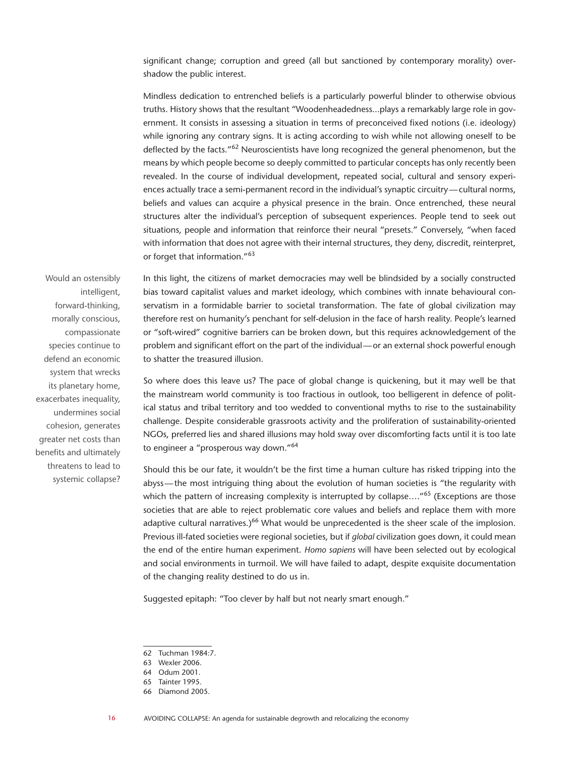significant change; corruption and greed (all but sanctioned by contemporary morality) overshadow the public interest.

Mindless dedication to entrenched beliefs is a particularly powerful blinder to otherwise obvious truths. History shows that the resultant "Woodenheadedness…plays a remarkably large role in government. It consists in assessing a situation in terms of preconceived fixed notions (i.e. ideology) while ignoring any contrary signs. It is acting according to wish while not allowing oneself to be deflected by the facts."[62] Neuroscientists have long recognized the general phenomenon, but the means by which people become so deeply committed to particular concepts has only recently been revealed. In the course of individual development, repeated social, cultural and sensory experiences actually trace a semi-permanent record in the individual's synaptic circuitry — cultural norms, beliefs and values can acquire a physical presence in the brain. Once entrenched, these neural structures alter the individual's perception of subsequent experiences. People tend to seek out situations, people and information that reinforce their neural "presets." Conversely, "when faced with information that does not agree with their internal structures, they deny, discredit, reinterpret, or forget that information."[63]

> Would an ostensibly intelligent, forward-thinking, morally conscious, compassionate species continue to defend an economic system that wrecks its planetary home, exacerbates inequality, undermines social cohesion, generates greater net costs than benefits and ultimately threatens to lead to systemic collapse?

In this light, the citizens of market democracies may well be blindsided by a socially constructed bias toward capitalist values and market ideology, which combines with innate behavioural conservatism in a formidable barrier to societal transformation. The fate of global civilization may therefore rest on humanity's penchant for self-delusion in the face of harsh reality. People's learned or "soft-wired" cognitive barriers can be broken down, but this requires acknowledgement of the problem and significant effort on the part of the individual — or an external shock powerful enough to shatter the treasured illusion.

So where does this leave us? The pace of global change is quickening, but it may well be that the mainstream world community is too fractious in outlook, too belligerent in defence of political status and tribal territory and too wedded to conventional myths to rise to the sustainability challenge. Despite considerable grassroots activity and the proliferation of sustainability-oriented NGOs, preferred lies and shared illusions may hold sway over discomforting facts until it is too late to engineer a "prosperous way down."[64]

Should this be our fate, it wouldn't be the first time a human culture has risked tripping into the abyss — the most intriguing thing about the evolution of human societies is "the regularity with which the pattern of increasing complexity is interrupted by collapse…."[65] (Exceptions are those societies that are able to reject problematic core values and beliefs and replace them with more adaptive cultural narratives.)[66] What would be unprecedented is the sheer scale of the implosion. Previous ill-fated societies were regional societies, but if *global* civilization goes down, it could mean the end of the entire human experiment. *Homo sapiens* will have been selected out by ecological and social environments in turmoil. We will have failed to adapt, despite exquisite documentation of the changing reality destined to do us in.

Suggested epitaph: "Too clever by half but not nearly smart enough."

---

62 Tuchman 1984:7.
63 Wexler 2006.
64 Odum 2001.
65 Tainter 1995.
66 Diamond 2005.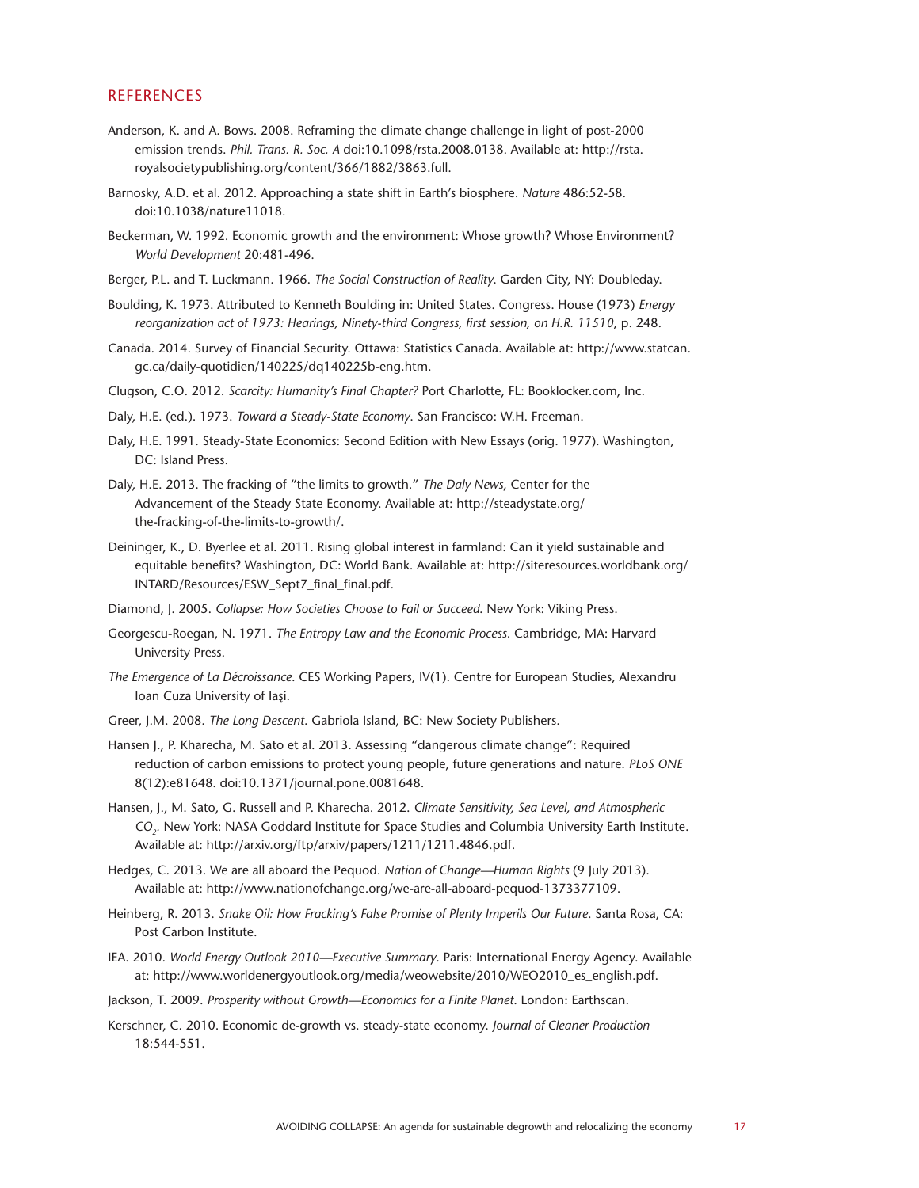## REFERENCES

Anderson, K. and A. Bows. 2008. Reframing the climate change challenge in light of post-2000 emission trends. *Phil. Trans. R. Soc. A* doi:10.1098/rsta.2008.0138. Available at: http://rsta.royalsocietypublishing.org/content/366/1882/3863.full.

Barnosky, A.D. et al. 2012. Approaching a state shift in Earth's biosphere. *Nature* 486:52-58. doi:10.1038/nature11018.

Beckerman, W. 1992. Economic growth and the environment: Whose growth? Whose Environment? *World Development* 20:481-496.

Berger, P.L. and T. Luckmann. 1966. *The Social Construction of Reality.* Garden City, NY: Doubleday.

Boulding, K. 1973. Attributed to Kenneth Boulding in: United States. Congress. House (1973) *Energy reorganization act of 1973: Hearings, Ninety-third Congress, first session, on H.R. 11510*, p. 248.

Canada. 2014. Survey of Financial Security. Ottawa: Statistics Canada. Available at: http://www.statcan.gc.ca/daily-quotidien/140225/dq140225b-eng.htm.

Clugson, C.O. 2012. *Scarcity: Humanity's Final Chapter?* Port Charlotte, FL: Booklocker.com, Inc.

Daly, H.E. (ed.). 1973. *Toward a Steady-State Economy.* San Francisco: W.H. Freeman.

Daly, H.E. 1991. Steady-State Economics: Second Edition with New Essays (orig. 1977). Washington, DC: Island Press.

Daly, H.E. 2013. The fracking of "the limits to growth." *The Daly News*, Center for the Advancement of the Steady State Economy. Available at: http://steadystate.org/the-fracking-of-the-limits-to-growth/.

Deininger, K., D. Byerlee et al. 2011. Rising global interest in farmland: Can it yield sustainable and equitable benefits? Washington, DC: World Bank. Available at: http://siteresources.worldbank.org/INTARD/Resources/ESW_Sept7_final_final.pdf.

Diamond, J. 2005. *Collapse: How Societies Choose to Fail or Succeed.* New York: Viking Press.

Georgescu-Roegan, N. 1971. *The Entropy Law and the Economic Process*. Cambridge, MA: Harvard University Press.

*The Emergence of La Décroissance*. CES Working Papers, IV(1). Centre for European Studies, Alexandru Ioan Cuza University of Iași.

Greer, J.M. 2008. *The Long Descent.* Gabriola Island, BC: New Society Publishers.

Hansen J., P. Kharecha, M. Sato et al. 2013. Assessing "dangerous climate change": Required reduction of carbon emissions to protect young people, future generations and nature. *PLoS ONE* 8(12):e81648. doi:10.1371/journal.pone.0081648.

Hansen, J., M. Sato, G. Russell and P. Kharecha. 2012. *Climate Sensitivity, Sea Level, and Atmospheric $CO_2$*. New York: NASA Goddard Institute for Space Studies and Columbia University Earth Institute. Available at: http://arxiv.org/ftp/arxiv/papers/1211/1211.4846.pdf.

Hedges, C. 2013. We are all aboard the Pequod. *Nation of Change—Human Rights* (9 July 2013). Available at: http://www.nationofchange.org/we-are-all-aboard-pequod-1373377109.

Heinberg, R. 2013. *Snake Oil: How Fracking's False Promise of Plenty Imperils Our Future.* Santa Rosa, CA: Post Carbon Institute.

IEA. 2010. *World Energy Outlook 2010—Executive Summary*. Paris: International Energy Agency. Available at: http://www.worldenergyoutlook.org/media/weowebsite/2010/WEO2010_es_english.pdf.

Jackson, T. 2009. *Prosperity without Growth—Economics for a Finite Planet.* London: Earthscan.

Kerschner, C. 2010. Economic de-growth vs. steady-state economy. *Journal of Cleaner Production* 18:544-551.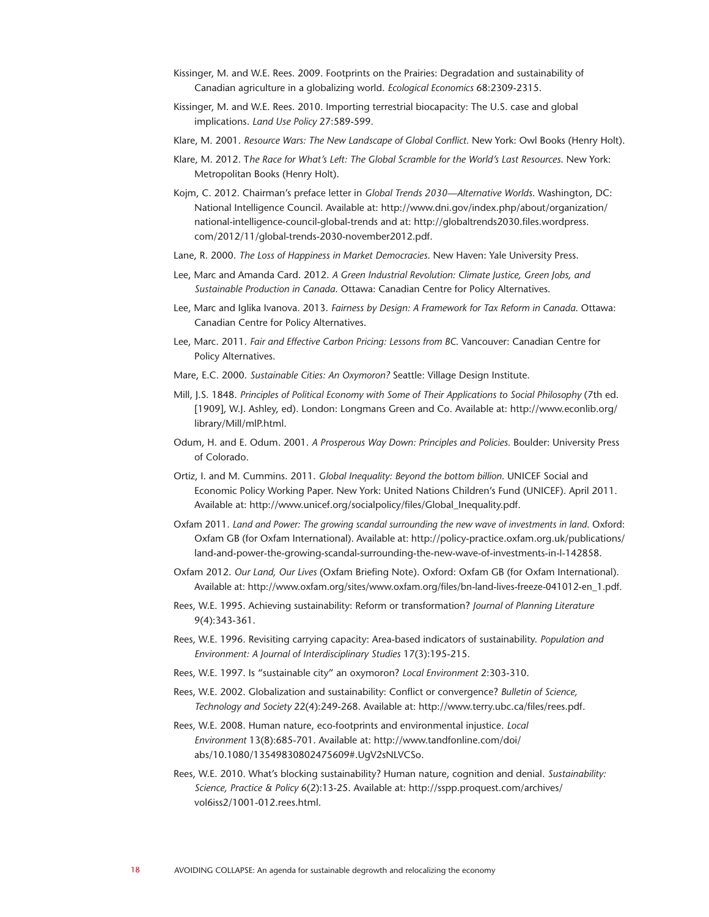Kissinger, M. and W.E. Rees. 2009. Footprints on the Prairies: Degradation and sustainability of Canadian agriculture in a globalizing world. *Ecological Economics* 68:2309-2315.

Kissinger, M. and W.E. Rees. 2010. Importing terrestrial biocapacity: The U.S. case and global implications. *Land Use Policy* 27:589-599.

Klare, M. 2001. *Resource Wars: The New Landscape of Global Conflict.* New York: Owl Books (Henry Holt).

Klare, M. 2012. T*he Race for What's Left: The Global Scramble for the World's Last Resources.* New York: Metropolitan Books (Henry Holt).

Kojm, C. 2012. Chairman's preface letter in *Global Trends 2030—Alternative Worlds.* Washington, DC: National Intelligence Council. Available at: http://www.dni.gov/index.php/about/organization/national-intelligence-council-global-trends and at: http://globaltrends2030.files.wordpress.com/2012/11/global-trends-2030-november2012.pdf.

Lane, R. 2000. *The Loss of Happiness in Market Democracies.* New Haven: Yale University Press.

Lee, Marc and Amanda Card. 2012. *A Green Industrial Revolution: Climate Justice, Green Jobs, and Sustainable Production in Canada.* Ottawa: Canadian Centre for Policy Alternatives.

Lee, Marc and Iglika Ivanova. 2013. *Fairness by Design: A Framework for Tax Reform in Canada.* Ottawa: Canadian Centre for Policy Alternatives.

Lee, Marc. 2011. *Fair and Effective Carbon Pricing: Lessons from BC.* Vancouver: Canadian Centre for Policy Alternatives.

Mare, E.C. 2000. *Sustainable Cities: An Oxymoron?* Seattle: Village Design Institute.

Mill, J.S. 1848. *Principles of Political Economy with Some of Their Applications to Social Philosophy* (7th ed. [1909], W.J. Ashley, ed). London: Longmans Green and Co. Available at: http://www.econlib.org/library/Mill/mlP.html.

Odum, H. and E. Odum. 2001. *A Prosperous Way Down: Principles and Policies.* Boulder: University Press of Colorado.

Ortiz, I. and M. Cummins. 2011. *Global Inequality: Beyond the bottom billion.* UNICEF Social and Economic Policy Working Paper. New York: United Nations Children's Fund (UNICEF). April 2011. Available at: http://www.unicef.org/socialpolicy/files/Global_Inequality.pdf.

Oxfam 2011. *Land and Power: The growing scandal surrounding the new wave of investments in land.* Oxford: Oxfam GB (for Oxfam International). Available at: http://policy-practice.oxfam.org.uk/publications/land-and-power-the-growing-scandal-surrounding-the-new-wave-of-investments-in-l-142858.

Oxfam 2012. *Our Land, Our Lives* (Oxfam Briefing Note). Oxford: Oxfam GB (for Oxfam International). Available at: http://www.oxfam.org/sites/www.oxfam.org/files/bn-land-lives-freeze-041012-en_1.pdf.

Rees, W.E. 1995. Achieving sustainability: Reform or transformation? *Journal of Planning Literature* 9(4):343-361.

Rees, W.E. 1996. Revisiting carrying capacity: Area-based indicators of sustainability. *Population and Environment: A Journal of Interdisciplinary Studies* 17(3):195-215.

Rees, W.E. 1997. Is "sustainable city" an oxymoron? *Local Environment* 2:303-310.

Rees, W.E. 2002. Globalization and sustainability: Conflict or convergence? *Bulletin of Science, Technology and Society* 22(4):249-268. Available at: http://www.terry.ubc.ca/files/rees.pdf.

Rees, W.E. 2008. Human nature, eco-footprints and environmental injustice. *Local Environment* 13(8):685-701. Available at: http://www.tandfonline.com/doi/abs/10.1080/13549830802475609#.UgV2sNLVCSo.

Rees, W.E. 2010. What's blocking sustainability? Human nature, cognition and denial. *Sustainability: Science, Practice & Policy* 6(2):13-25. Available at: http://sspp.proquest.com/archives/vol6iss2/1001-012.rees.html.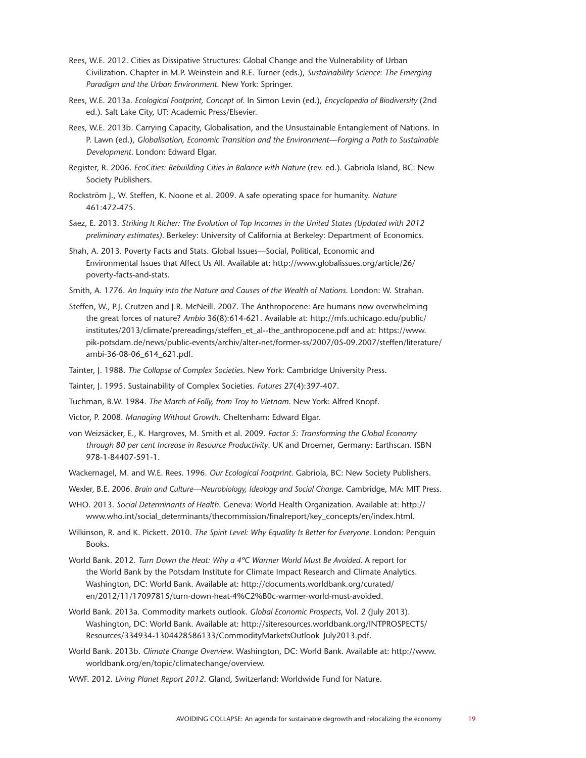Rees, W.E. 2012. Cities as Dissipative Structures: Global Change and the Vulnerability of Urban Civilization. Chapter in M.P. Weinstein and R.E. Turner (eds.), *Sustainability Science: The Emerging Paradigm and the Urban Environment*. New York: Springer.

Rees, W.E. 2013a. *Ecological Footprint, Concept of*. In Simon Levin (ed.), *Encyclopedia of Biodiversity* (2nd ed.). Salt Lake City, UT: Academic Press/Elsevier.

Rees, W.E. 2013b. Carrying Capacity, Globalisation, and the Unsustainable Entanglement of Nations. In P. Lawn (ed.), *Globalisation, Economic Transition and the Environment—Forging a Path to Sustainable Development*. London: Edward Elgar.

Register, R. 2006. *EcoCities: Rebuilding Cities in Balance with Nature* (rev. ed.). Gabriola Island, BC: New Society Publishers.

Rockström J., W. Steffen, K. Noone et al. 2009. A safe operating space for humanity. *Nature* 461:472-475.

Saez, E. 2013. *Striking It Richer: The Evolution of Top Incomes in the United States (Updated with 2012 preliminary estimates)*. Berkeley: University of California at Berkeley: Department of Economics.

Shah, A. 2013. Poverty Facts and Stats. Global Issues—Social, Political, Economic and Environmental Issues that Affect Us All. Available at: http://www.globalissues.org/article/26/poverty-facts-and-stats.

Smith, A. 1776. *An Inquiry into the Nature and Causes of the Wealth of Nations*. London: W. Strahan.

Steffen, W., P.J. Crutzen and J.R. McNeill. 2007. The Anthropocene: Are humans now overwhelming the great forces of nature? *Ambio* 36(8):614-621. Available at: http://mfs.uchicago.edu/public/institutes/2013/climate/prereadings/steffen_et_al--the_anthropocene.pdf and at: https://www.pik-potsdam.de/news/public-events/archiv/alter-net/former-ss/2007/05-09.2007/steffen/literature/ambi-36-08-06_614_621.pdf.

Tainter, J. 1988. *The Collapse of Complex Societies*. New York: Cambridge University Press.

Tainter, J. 1995. Sustainability of Complex Societies. *Futures* 27(4):397-407.

Tuchman, B.W. 1984. *The March of Folly, from Troy to Vietnam*. New York: Alfred Knopf.

Victor, P. 2008. *Managing Without Growth*. Cheltenham: Edward Elgar.

von Weizsäcker, E., K. Hargroves, M. Smith et al. 2009. *Factor 5: Transforming the Global Economy through 80 per cent Increase in Resource Productivity*. UK and Droemer, Germany: Earthscan. ISBN 978-1-84407-591-1.

Wackernagel, M. and W.E. Rees. 1996. *Our Ecological Footprint*. Gabriola, BC: New Society Publishers.

Wexler, B.E. 2006. *Brain and Culture—Neurobiology, Ideology and Social Change*. Cambridge, MA: MIT Press.

WHO. 2013. *Social Determinants of Health*. Geneva: World Health Organization. Available at: http://www.who.int/social_determinants/thecommission/finalreport/key_concepts/en/index.html.

Wilkinson, R. and K. Pickett. 2010. *The Spirit Level: Why Equality Is Better for Everyone*. London: Penguin Books.

World Bank. 2012. *Turn Down the Heat: Why a 4ºC Warmer World Must Be Avoided*. A report for the World Bank by the Potsdam Institute for Climate Impact Research and Climate Analytics. Washington, DC: World Bank. Available at: http://documents.worldbank.org/curated/en/2012/11/17097815/turn-down-heat-4%C2%B0c-warmer-world-must-avoided.

World Bank. 2013a. Commodity markets outlook. *Global Economic Prospects*, Vol. 2 (July 2013). Washington, DC: World Bank. Available at: http://siteresources.worldbank.org/INTPROSPECTS/Resources/334934-1304428586133/CommodityMarketsOutlook_July2013.pdf.

World Bank. 2013b. *Climate Change Overview*. Washington, DC: World Bank. Available at: http://www.worldbank.org/en/topic/climatechange/overview.

WWF. 2012. *Living Planet Report 2012*. Gland, Switzerland: Worldwide Fund for Nature.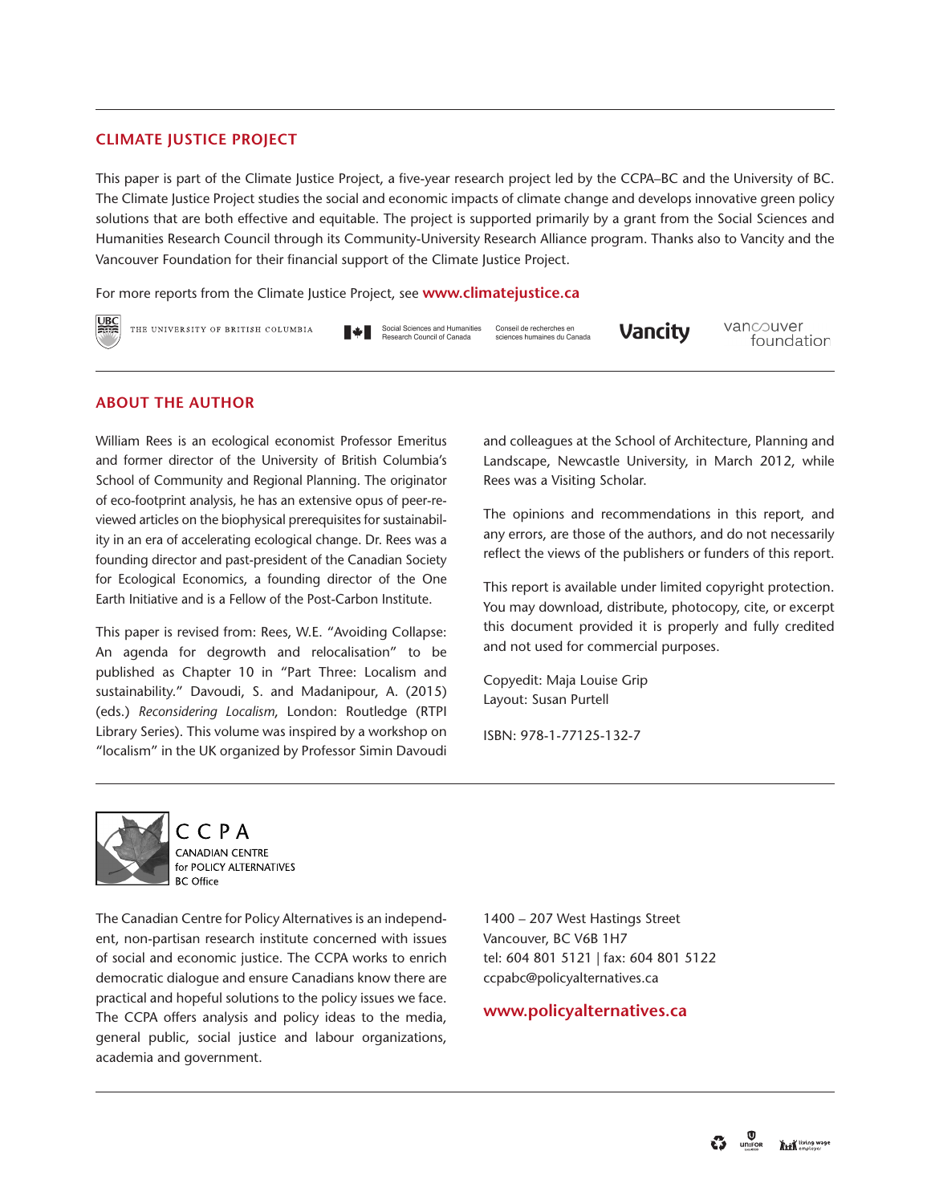## CLIMATE JUSTICE PROJECT

This paper is part of the Climate Justice Project, a five-year research project led by the CCPA–BC and the University of BC. The Climate Justice Project studies the social and economic impacts of climate change and develops innovative green policy solutions that are both effective and equitable. The project is supported primarily by a grant from the Social Sciences and Humanities Research Council through its Community-University Research Alliance program. Thanks also to Vancity and the Vancouver Foundation for their financial support of the Climate Justice Project.

For more reports from the Climate Justice Project, see **www.climatejustice.ca**

THE UNIVERSITY OF BRITISH COLUMBIA

Social Sciences and Humanities Research Council of Canada

Conseil de recherches en sciences humaines du Canada

Vancity

vancouver foundation

## ABOUT THE AUTHOR

William Rees is an ecological economist Professor Emeritus and former director of the University of British Columbia's School of Community and Regional Planning. The originator of eco-footprint analysis, he has an extensive opus of peer-reviewed articles on the biophysical prerequisites for sustainability in an era of accelerating ecological change. Dr. Rees was a founding director and past-president of the Canadian Society for Ecological Economics, a founding director of the One Earth Initiative and is a Fellow of the Post-Carbon Institute.

This paper is revised from: Rees, W.E. "Avoiding Collapse: An agenda for degrowth and relocalisation" to be published as Chapter 10 in "Part Three: Localism and sustainability." Davoudi, S. and Madanipour, A. (2015) (eds.) *Reconsidering Localism*, London: Routledge (RTPI Library Series). This volume was inspired by a workshop on "localism" in the UK organized by Professor Simin Davoudi and colleagues at the School of Architecture, Planning and Landscape, Newcastle University, in March 2012, while Rees was a Visiting Scholar.

The opinions and recommendations in this report, and any errors, are those of the authors, and do not necessarily reflect the views of the publishers or funders of this report.

This report is available under limited copyright protection. You may download, distribute, photocopy, cite, or excerpt this document provided it is properly and fully credited and not used for commercial purposes.

Copyedit: Maja Louise Grip
Layout: Susan Purtell

ISBN: 978-1-77125-132-7

CCPA
CANADIAN CENTRE for POLICY ALTERNATIVES
BC Office

The Canadian Centre for Policy Alternatives is an independent, non-partisan research institute concerned with issues of social and economic justice. The CCPA works to enrich democratic dialogue and ensure Canadians know there are practical and hopeful solutions to the policy issues we face. The CCPA offers analysis and policy ideas to the media, general public, social justice and labour organizations, academia and government.

1400 – 207 West Hastings Street
Vancouver, BC V6B 1H7
tel: 604 801 5121 | fax: 604 801 5122
ccpabc@policyalternatives.ca

**www.policyalternatives.ca**